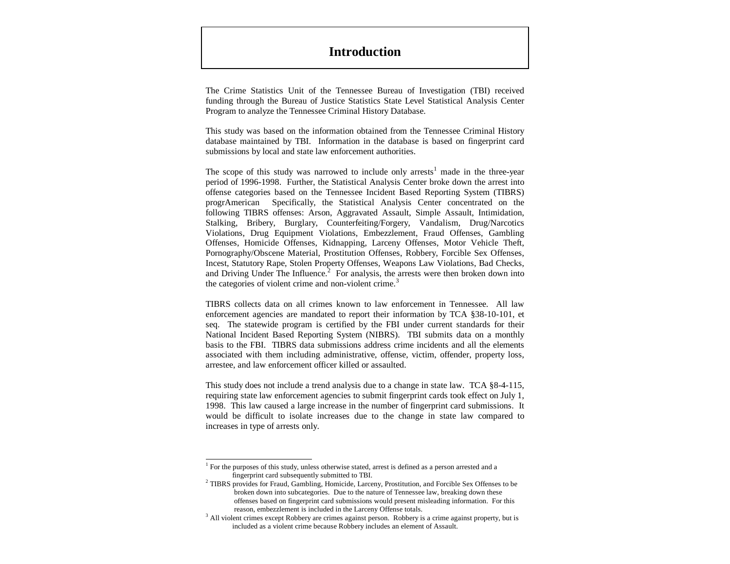# Introduction

The Crime Statistics Unit of the Tennessee Bureau of Investigation (TBI) received funding through the Bureau of Justice Statistics State Level Statistical Analysis Center Program to analyze the Tennessee Criminal History Database.

This study was based on the information obtained from the Tennessee Criminal History database maintained by TBI. Information in the database is based on fingerprint card submissions by local and state law enforcement authorities.

The scope of this study was narrowed to include only arrests[1] made in the three-year period of 1996-1998. Further, the Statistical Analysis Center broke down the arrest into offense categories based on the Tennessee Incident Based Reporting System (TIBRS) progrAmerican Specifically, the Statistical Analysis Center concentrated on the following TIBRS offenses: Arson, Aggravated Assault, Simple Assault, Intimidation, Stalking, Bribery, Burglary, Counterfeiting/Forgery, Vandalism, Drug/Narcotics Violations, Drug Equipment Violations, Embezzlement, Fraud Offenses, Gambling Offenses, Homicide Offenses, Kidnapping, Larceny Offenses, Motor Vehicle Theft, Pornography/Obscene Material, Prostitution Offenses, Robbery, Forcible Sex Offenses, Incest, Statutory Rape, Stolen Property Offenses, Weapons Law Violations, Bad Checks, and Driving Under The Influence.[2] For analysis, the arrests were then broken down into the categories of violent crime and non-violent crime.[3]

TIBRS collects data on all crimes known to law enforcement in Tennessee. All law enforcement agencies are mandated to report their information by TCA §38-10-101, et seq. The statewide program is certified by the FBI under current standards for their National Incident Based Reporting System (NIBRS). TBI submits data on a monthly basis to the FBI. TIBRS data submissions address crime incidents and all the elements associated with them including administrative, offense, victim, offender, property loss, arrestee, and law enforcement officer killed or assaulted.

This study does not include a trend analysis due to a change in state law. TCA §8-4-115, requiring state law enforcement agencies to submit fingerprint cards took effect on July 1, 1998. This law caused a large increase in the number of fingerprint card submissions. It would be difficult to isolate increases due to the change in state law compared to increases in type of arrests only.

---

[1] For the purposes of this study, unless otherwise stated, arrest is defined as a person arrested and a fingerprint card subsequently submitted to TBI.

[2] TIBRS provides for Fraud, Gambling, Homicide, Larceny, Prostitution, and Forcible Sex Offenses to be broken down into subcategories. Due to the nature of Tennessee law, breaking down these offenses based on fingerprint card submissions would present misleading information. For this reason, embezzlement is included in the Larceny Offense totals.

[3] All violent crimes except Robbery are crimes against person. Robbery is a crime against property, but is included as a violent crime because Robbery includes an element of Assault.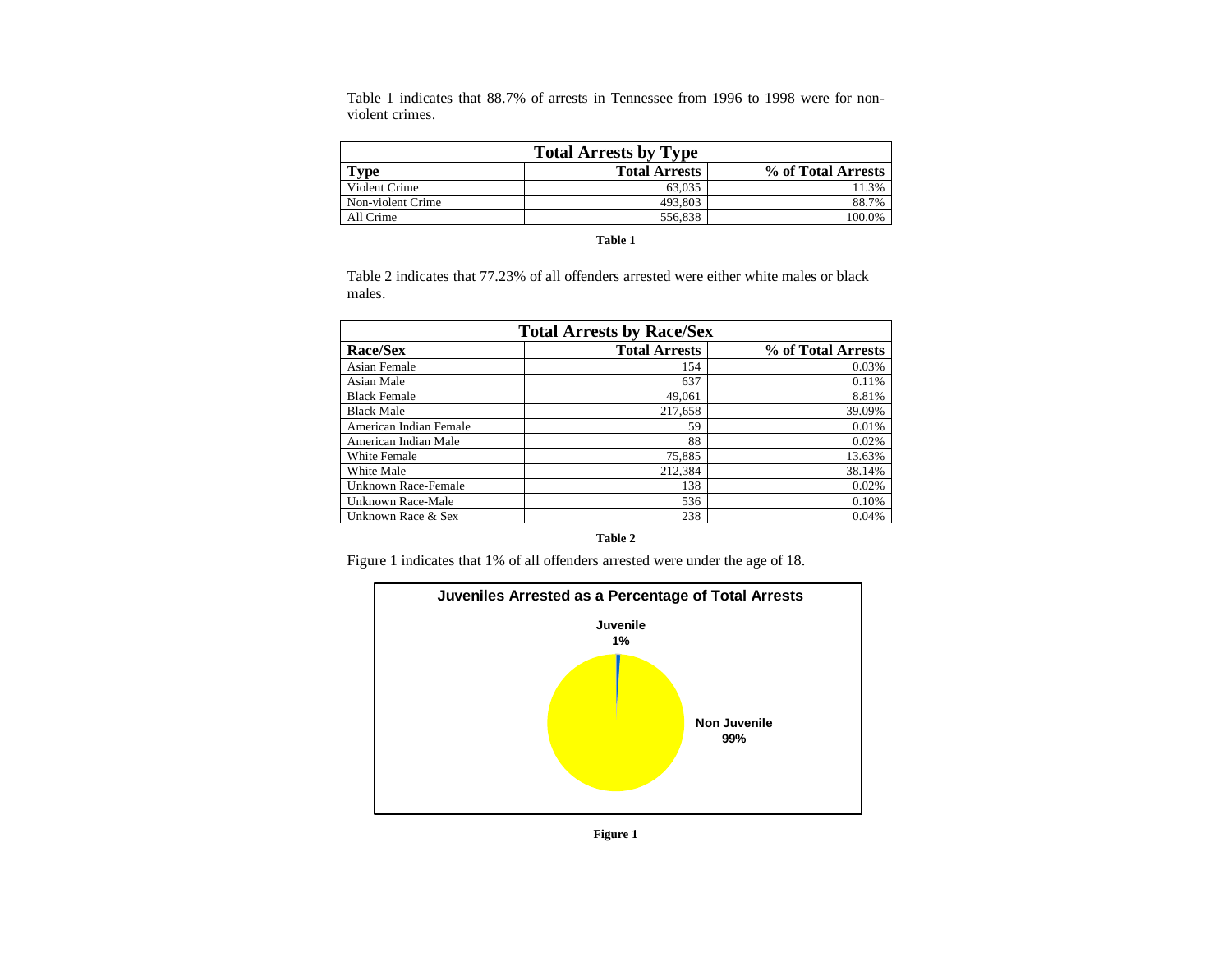Table 1 indicates that 88.7% of arrests in Tennessee from 1996 to 1998 were for non-violent crimes.

| Total Arrests by Type | | |
|---|---|---|
| **Type** | **Total Arrests** | **% of Total Arrests** |
| Violent Crime | 63,035 | 11.3% |
| Non-violent Crime | 493,803 | 88.7% |
| All Crime | 556,838 | 100.0% |

**Table 1**

Table 2 indicates that 77.23% of all offenders arrested were either white males or black males.

| Total Arrests by Race/Sex | | |
|---|---|---|
| **Race/Sex** | **Total Arrests** | **% of Total Arrests** |
| Asian Female | 154 | 0.03% |
| Asian Male | 637 | 0.11% |
| Black Female | 49,061 | 8.81% |
| Black Male | 217,658 | 39.09% |
| American Indian Female | 59 | 0.01% |
| American Indian Male | 88 | 0.02% |
| White Female | 75,885 | 13.63% |
| White Male | 212,384 | 38.14% |
| Unknown Race-Female | 138 | 0.02% |
| Unknown Race-Male | 536 | 0.10% |
| Unknown Race & Sex | 238 | 0.04% |

**Table 2**

Figure 1 indicates that 1% of all offenders arrested were under the age of 18.

**Juveniles Arrested as a Percentage of Total Arrests**

| Category | Percentage |
|---|---|
| Juvenile | 1% |
| Non Juvenile | 99% |

**Figure 1**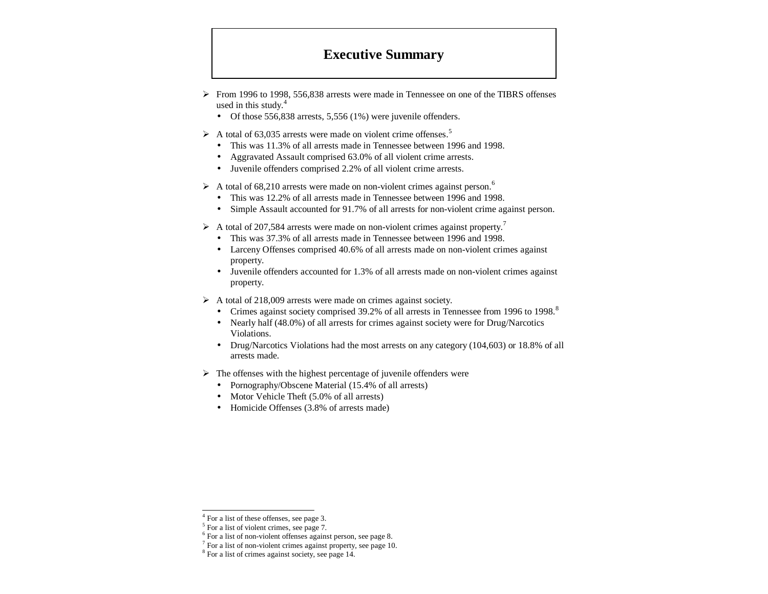# Executive Summary

- From 1996 to 1998, 556,838 arrests were made in Tennessee on one of the TIBRS offenses used in this study.[4]
  - Of those 556,838 arrests, 5,556 (1%) were juvenile offenders.
- A total of 63,035 arrests were made on violent crime offenses.[5]
  - This was 11.3% of all arrests made in Tennessee between 1996 and 1998.
  - Aggravated Assault comprised 63.0% of all violent crime arrests.
  - Juvenile offenders comprised 2.2% of all violent crime arrests.
- A total of 68,210 arrests were made on non-violent crimes against person.[6]
  - This was 12.2% of all arrests made in Tennessee between 1996 and 1998.
  - Simple Assault accounted for 91.7% of all arrests for non-violent crime against person.
- A total of 207,584 arrests were made on non-violent crimes against property.[7]
  - This was 37.3% of all arrests made in Tennessee between 1996 and 1998.
  - Larceny Offenses comprised 40.6% of all arrests made on non-violent crimes against property.
  - Juvenile offenders accounted for 1.3% of all arrests made on non-violent crimes against property.
- A total of 218,009 arrests were made on crimes against society.
  - Crimes against society comprised 39.2% of all arrests in Tennessee from 1996 to 1998.[8]
  - Nearly half (48.0%) of all arrests for crimes against society were for Drug/Narcotics Violations.
  - Drug/Narcotics Violations had the most arrests on any category (104,603) or 18.8% of all arrests made.
- The offenses with the highest percentage of juvenile offenders were
  - Pornography/Obscene Material (15.4% of all arrests)
  - Motor Vehicle Theft (5.0% of all arrests)
  - Homicide Offenses (3.8% of arrests made)

---

[4] For a list of these offenses, see page 3.
[5] For a list of violent crimes, see page 7.
[6] For a list of non-violent offenses against person, see page 8.
[7] For a list of non-violent crimes against property, see page 10.
[8] For a list of crimes against society, see page 14.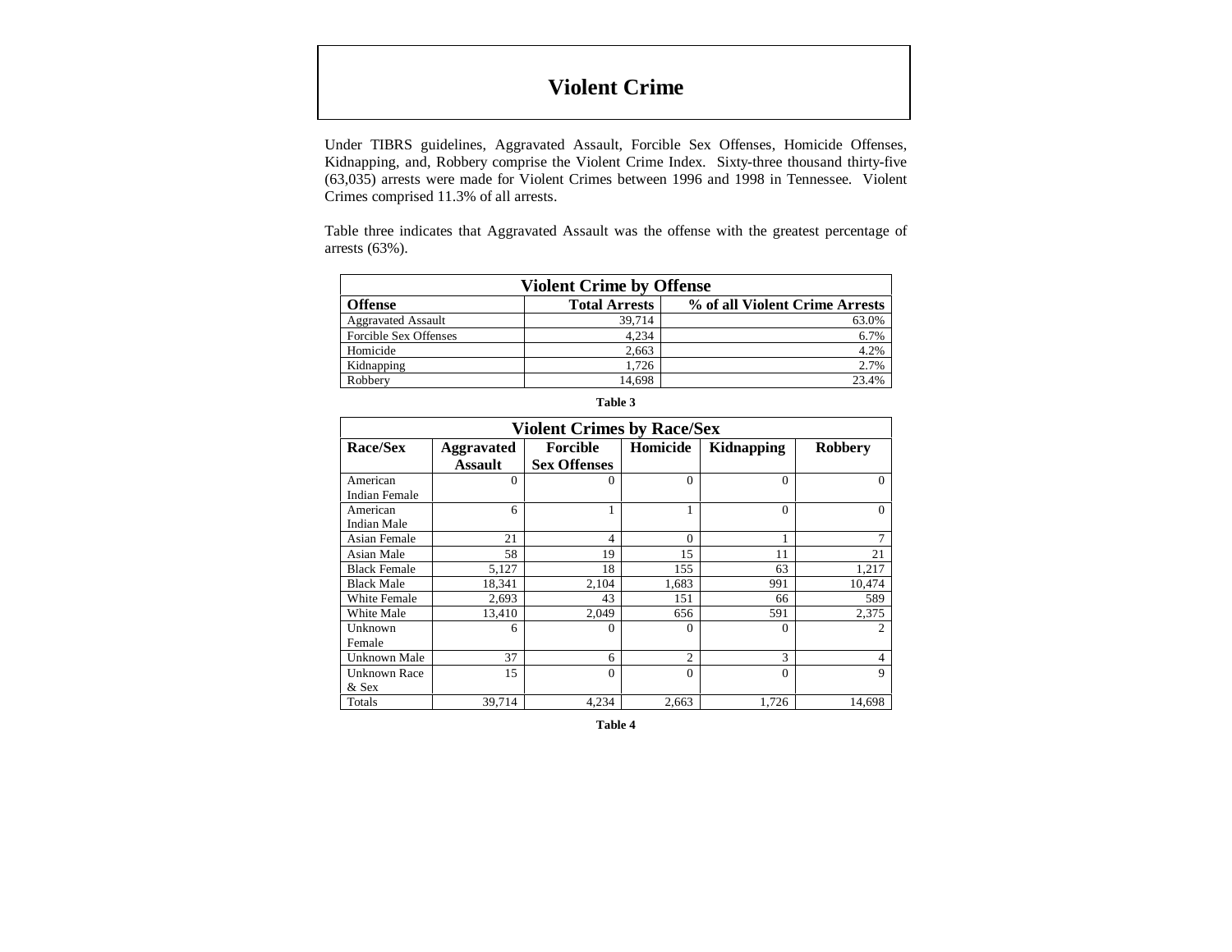# Violent Crime

Under TIBRS guidelines, Aggravated Assault, Forcible Sex Offenses, Homicide Offenses, Kidnapping, and, Robbery comprise the Violent Crime Index. Sixty-three thousand thirty-five (63,035) arrests were made for Violent Crimes between 1996 and 1998 in Tennessee. Violent Crimes comprised 11.3% of all arrests.

Table three indicates that Aggravated Assault was the offense with the greatest percentage of arrests (63%).

| Violent Crime by Offense | | |
|---|---|---|
| **Offense** | **Total Arrests** | **% of all Violent Crime Arrests** |
| Aggravated Assault | 39,714 | 63.0% |
| Forcible Sex Offenses | 4,234 | 6.7% |
| Homicide | 2,663 | 4.2% |
| Kidnapping | 1,726 | 2.7% |
| Robbery | 14,698 | 23.4% |

**Table 3**

| Violent Crimes by Race/Sex | | | | | |
|---|---|---|---|---|---|
| **Race/Sex** | **Aggravated Assault** | **Forcible Sex Offenses** | **Homicide** | **Kidnapping** | **Robbery** |
| American Indian Female | 0 | 0 | 0 | 0 | 0 |
| American Indian Male | 6 | 1 | 1 | 0 | 0 |
| Asian Female | 21 | 4 | 0 | 1 | 7 |
| Asian Male | 58 | 19 | 15 | 11 | 21 |
| Black Female | 5,127 | 18 | 155 | 63 | 1,217 |
| Black Male | 18,341 | 2,104 | 1,683 | 991 | 10,474 |
| White Female | 2,693 | 43 | 151 | 66 | 589 |
| White Male | 13,410 | 2,049 | 656 | 591 | 2,375 |
| Unknown Female | 6 | 0 | 0 | 0 | 2 |
| Unknown Male | 37 | 6 | 2 | 3 | 4 |
| Unknown Race & Sex | 15 | 0 | 0 | 0 | 9 |
| Totals | 39,714 | 4,234 | 2,663 | 1,726 | 14,698 |

**Table 4**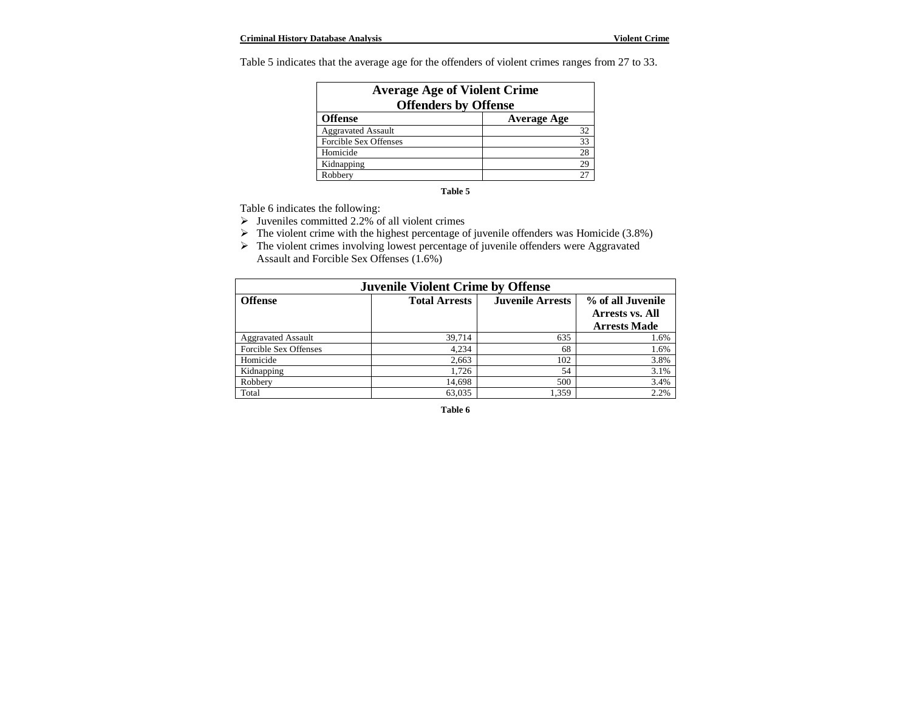Table 5 indicates that the average age for the offenders of violent crimes ranges from 27 to 33.

| **Average Age of Violent Crime Offenders by Offense** | |
|---|---|
| **Offense** | **Average Age** |
| Aggravated Assault | 32 |
| Forcible Sex Offenses | 33 |
| Homicide | 28 |
| Kidnapping | 29 |
| Robbery | 27 |

**Table 5**

Table 6 indicates the following:

- Juveniles committed 2.2% of all violent crimes
- The violent crime with the highest percentage of juvenile offenders was Homicide (3.8%)
- The violent crimes involving lowest percentage of juvenile offenders were Aggravated Assault and Forcible Sex Offenses (1.6%)

| **Juvenile Violent Crime by Offense** | | | |
|---|---|---|---|
| **Offense** | **Total Arrests** | **Juvenile Arrests** | **% of all Juvenile Arrests vs. All Arrests Made** |
| Aggravated Assault | 39,714 | 635 | 1.6% |
| Forcible Sex Offenses | 4,234 | 68 | 1.6% |
| Homicide | 2,663 | 102 | 3.8% |
| Kidnapping | 1,726 | 54 | 3.1% |
| Robbery | 14,698 | 500 | 3.4% |
| Total | 63,035 | 1,359 | 2.2% |

**Table 6**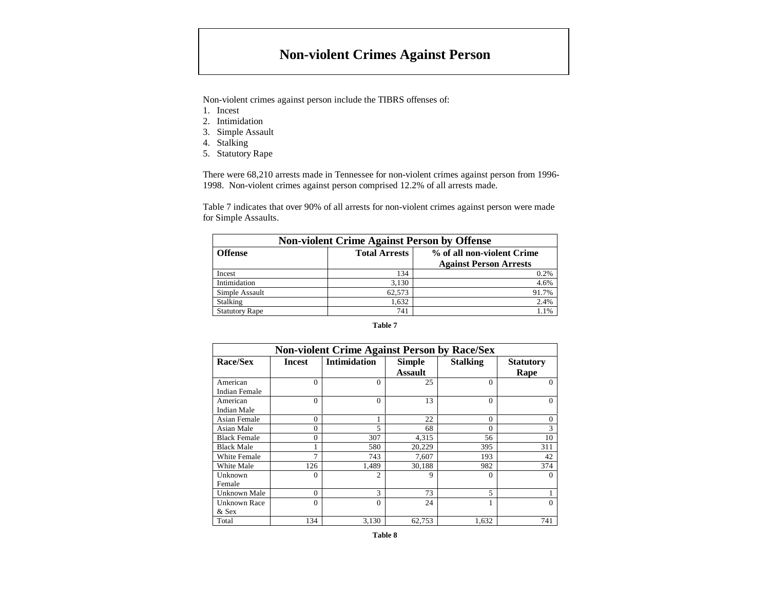# Non-violent Crimes Against Person

Non-violent crimes against person include the TIBRS offenses of:

1. Incest
2. Intimidation
3. Simple Assault
4. Stalking
5. Statutory Rape

There were 68,210 arrests made in Tennessee for non-violent crimes against person from 1996-1998. Non-violent crimes against person comprised 12.2% of all arrests made.

Table 7 indicates that over 90% of all arrests for non-violent crimes against person were made for Simple Assaults.

| Non-violent Crime Against Person by Offense | | |
|---|---|---|
| **Offense** | **Total Arrests** | **% of all non-violent Crime Against Person Arrests** |
| Incest | 134 | 0.2% |
| Intimidation | 3,130 | 4.6% |
| Simple Assault | 62,573 | 91.7% |
| Stalking | 1,632 | 2.4% |
| Statutory Rape | 741 | 1.1% |

**Table 7**

| Non-violent Crime Against Person by Race/Sex | | | | | |
|---|---|---|---|---|---|
| **Race/Sex** | **Incest** | **Intimidation** | **Simple Assault** | **Stalking** | **Statutory Rape** |
| American Indian Female | 0 | 0 | 25 | 0 | 0 |
| American Indian Male | 0 | 0 | 13 | 0 | 0 |
| Asian Female | 0 | 1 | 22 | 0 | 0 |
| Asian Male | 0 | 5 | 68 | 0 | 3 |
| Black Female | 0 | 307 | 4,315 | 56 | 10 |
| Black Male | 1 | 580 | 20,229 | 395 | 311 |
| White Female | 7 | 743 | 7,607 | 193 | 42 |
| White Male | 126 | 1,489 | 30,188 | 982 | 374 |
| Unknown Female | 0 | 2 | 9 | 0 | 0 |
| Unknown Male | 0 | 3 | 73 | 5 | 1 |
| Unknown Race & Sex | 0 | 0 | 24 | 1 | 0 |
| Total | 134 | 3,130 | 62,753 | 1,632 | 741 |

**Table 8**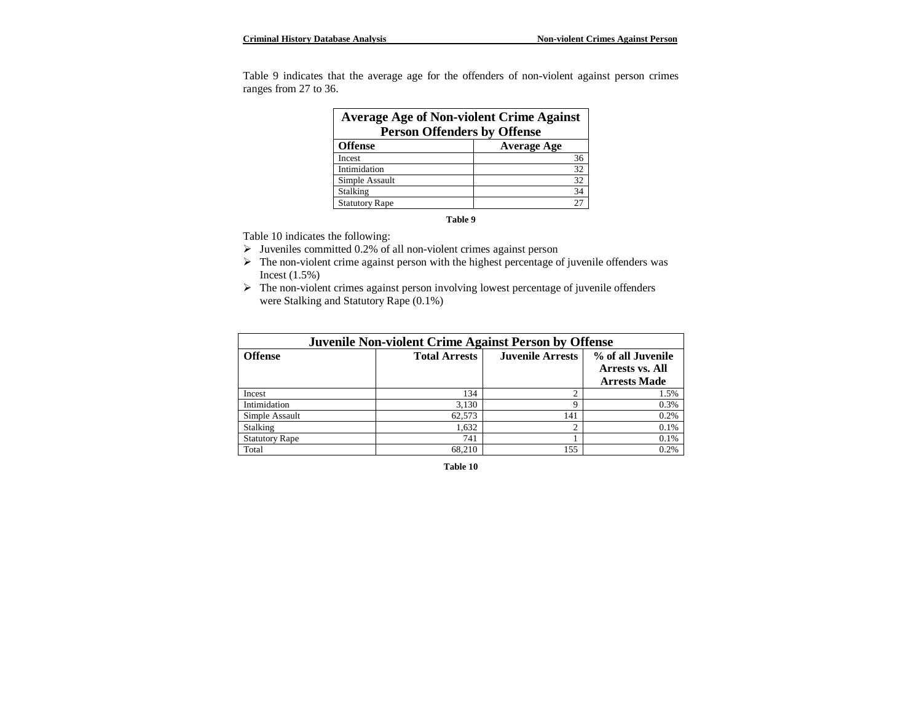Table 9 indicates that the average age for the offenders of non-violent against person crimes ranges from 27 to 36.

| Average Age of Non-violent Crime Against Person Offenders by Offense | |
|---|---|
| **Offense** | **Average Age** |
| Incest | 36 |
| Intimidation | 32 |
| Simple Assault | 32 |
| Stalking | 34 |
| Statutory Rape | 27 |

**Table 9**

Table 10 indicates the following:

- Juveniles committed 0.2% of all non-violent crimes against person
- The non-violent crime against person with the highest percentage of juvenile offenders was Incest (1.5%)
- The non-violent crimes against person involving lowest percentage of juvenile offenders were Stalking and Statutory Rape (0.1%)

| Juvenile Non-violent Crime Against Person by Offense | | | |
|---|---|---|---|
| **Offense** | **Total Arrests** | **Juvenile Arrests** | **% of all Juvenile Arrests vs. All Arrests Made** |
| Incest | 134 | 2 | 1.5% |
| Intimidation | 3,130 | 9 | 0.3% |
| Simple Assault | 62,573 | 141 | 0.2% |
| Stalking | 1,632 | 2 | 0.1% |
| Statutory Rape | 741 | 1 | 0.1% |
| Total | 68,210 | 155 | 0.2% |

**Table 10**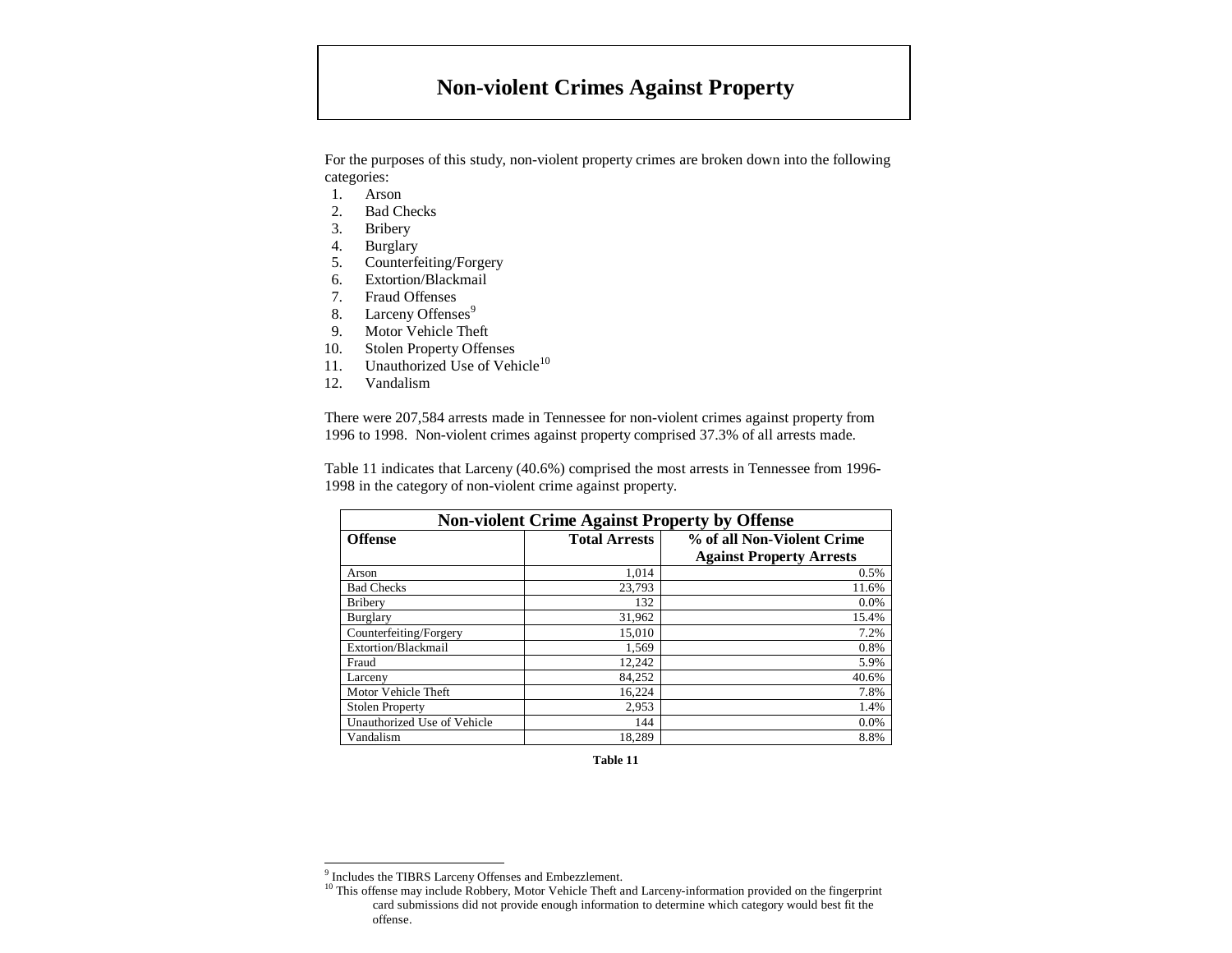# Non-violent Crimes Against Property

For the purposes of this study, non-violent property crimes are broken down into the following categories:

1. Arson
2. Bad Checks
3. Bribery
4. Burglary
5. Counterfeiting/Forgery
6. Extortion/Blackmail
7. Fraud Offenses
8. Larceny Offenses[9]
9. Motor Vehicle Theft
10. Stolen Property Offenses
11. Unauthorized Use of Vehicle[10]
12. Vandalism

There were 207,584 arrests made in Tennessee for non-violent crimes against property from 1996 to 1998. Non-violent crimes against property comprised 37.3% of all arrests made.

Table 11 indicates that Larceny (40.6%) comprised the most arrests in Tennessee from 1996-1998 in the category of non-violent crime against property.

| Non-violent Crime Against Property by Offense | | |
|---|---|---|
| **Offense** | **Total Arrests** | **% of all Non-Violent Crime Against Property Arrests** |
| Arson | 1,014 | 0.5% |
| Bad Checks | 23,793 | 11.6% |
| Bribery | 132 | 0.0% |
| Burglary | 31,962 | 15.4% |
| Counterfeiting/Forgery | 15,010 | 7.2% |
| Extortion/Blackmail | 1,569 | 0.8% |
| Fraud | 12,242 | 5.9% |
| Larceny | 84,252 | 40.6% |
| Motor Vehicle Theft | 16,224 | 7.8% |
| Stolen Property | 2,953 | 1.4% |
| Unauthorized Use of Vehicle | 144 | 0.0% |
| Vandalism | 18,289 | 8.8% |

**Table 11**

---

[9] Includes the TIBRS Larceny Offenses and Embezzlement.

[10] This offense may include Robbery, Motor Vehicle Theft and Larceny-information provided on the fingerprint card submissions did not provide enough information to determine which category would best fit the offense.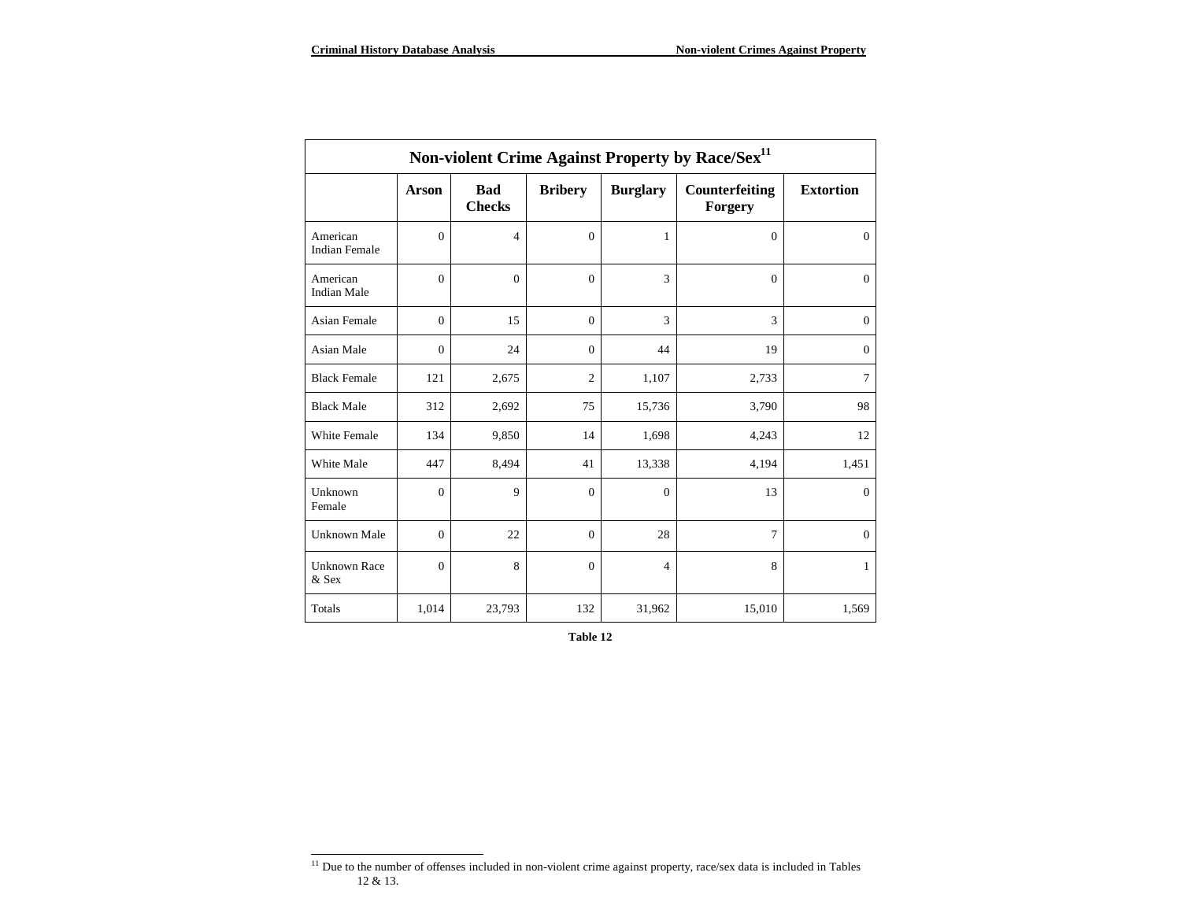| Non-violent Crime Against Property by Race/Sex[11] | | | | | | |
|---|---|---|---|---|---|---|
| | Arson | Bad Checks | Bribery | Burglary | Counterfeiting Forgery | Extortion |
| American Indian Female | 0 | 4 | 0 | 1 | 0 | 0 |
| American Indian Male | 0 | 0 | 0 | 3 | 0 | 0 |
| Asian Female | 0 | 15 | 0 | 3 | 3 | 0 |
| Asian Male | 0 | 24 | 0 | 44 | 19 | 0 |
| Black Female | 121 | 2,675 | 2 | 1,107 | 2,733 | 7 |
| Black Male | 312 | 2,692 | 75 | 15,736 | 3,790 | 98 |
| White Female | 134 | 9,850 | 14 | 1,698 | 4,243 | 12 |
| White Male | 447 | 8,494 | 41 | 13,338 | 4,194 | 1,451 |
| Unknown Female | 0 | 9 | 0 | 0 | 13 | 0 |
| Unknown Male | 0 | 22 | 0 | 28 | 7 | 0 |
| Unknown Race & Sex | 0 | 8 | 0 | 4 | 8 | 1 |
| Totals | 1,014 | 23,793 | 132 | 31,962 | 15,010 | 1,569 |

**Table 12**

[11] Due to the number of offenses included in non-violent crime against property, race/sex data is included in Tables 12 & 13.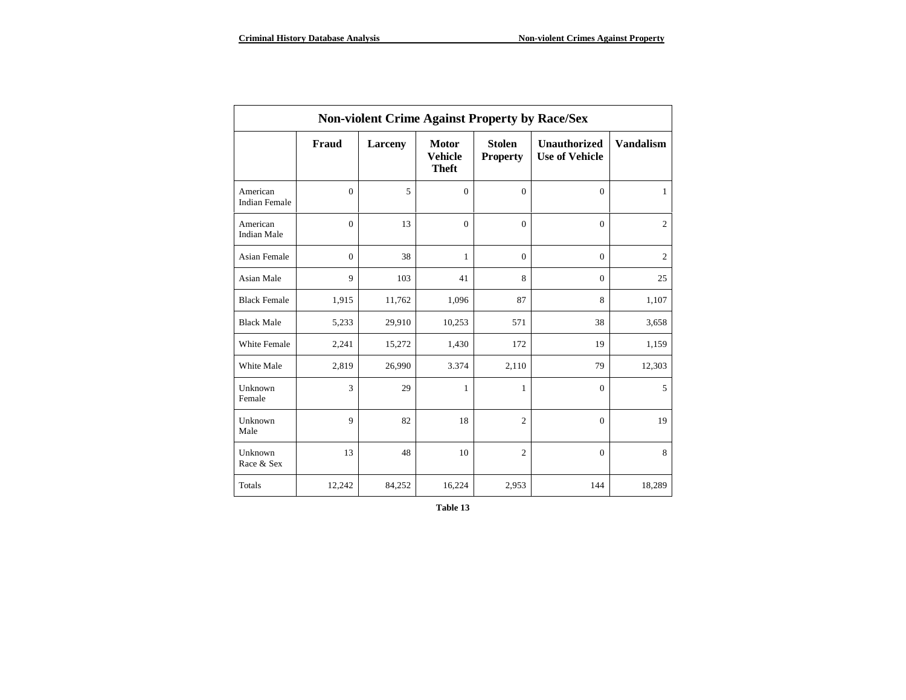| Non-violent Crime Against Property by Race/Sex | | | | | | |
|---|---|---|---|---|---|---|
| | **Fraud** | **Larceny** | **Motor Vehicle Theft** | **Stolen Property** | **Unauthorized Use of Vehicle** | **Vandalism** |
| American Indian Female | 0 | 5 | 0 | 0 | 0 | 1 |
| American Indian Male | 0 | 13 | 0 | 0 | 0 | 2 |
| Asian Female | 0 | 38 | 1 | 0 | 0 | 2 |
| Asian Male | 9 | 103 | 41 | 8 | 0 | 25 |
| Black Female | 1,915 | 11,762 | 1,096 | 87 | 8 | 1,107 |
| Black Male | 5,233 | 29,910 | 10,253 | 571 | 38 | 3,658 |
| White Female | 2,241 | 15,272 | 1,430 | 172 | 19 | 1,159 |
| White Male | 2,819 | 26,990 | 3.374 | 2,110 | 79 | 12,303 |
| Unknown Female | 3 | 29 | 1 | 1 | 0 | 5 |
| Unknown Male | 9 | 82 | 18 | 2 | 0 | 19 |
| Unknown Race & Sex | 13 | 48 | 10 | 2 | 0 | 8 |
| Totals | 12,242 | 84,252 | 16,224 | 2,953 | 144 | 18,289 |

**Table 13**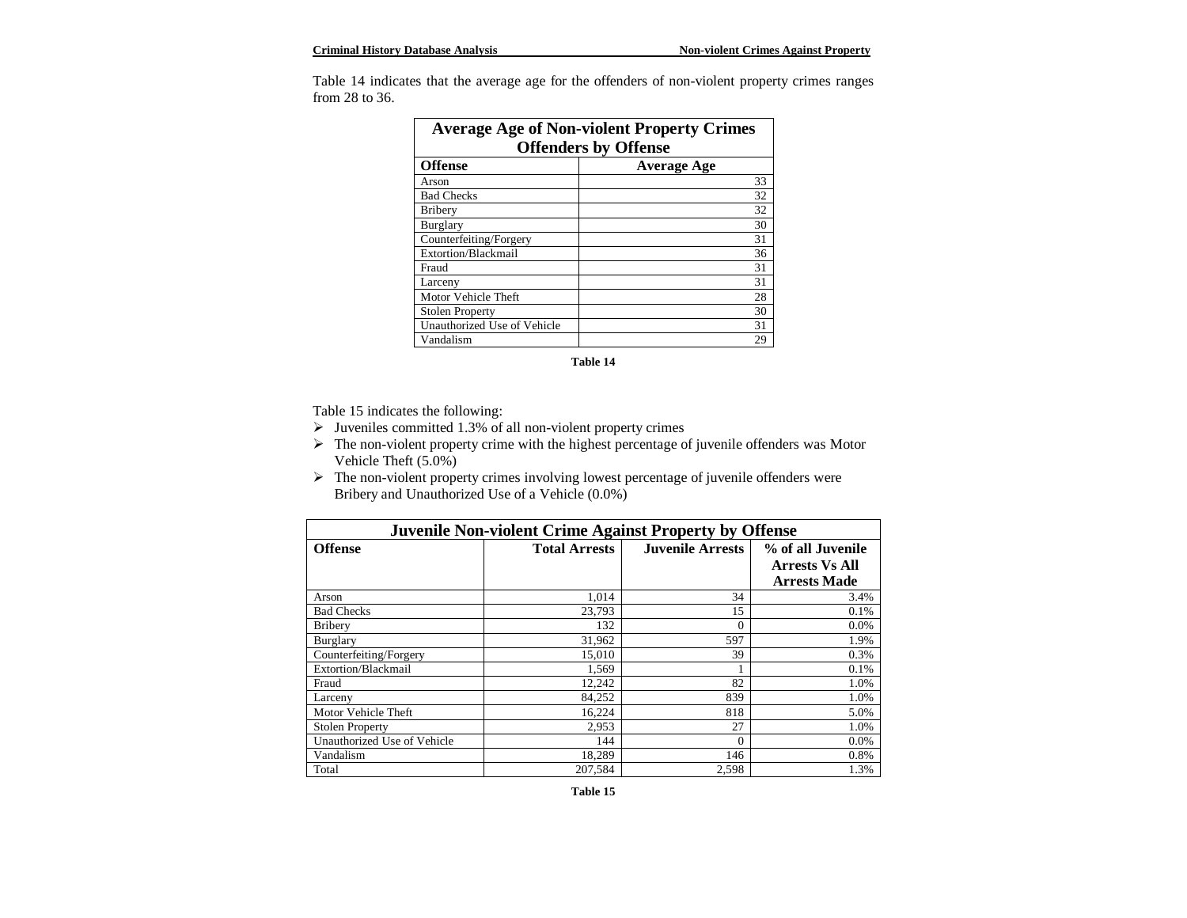Table 14 indicates that the average age for the offenders of non-violent property crimes ranges from 28 to 36.

| Average Age of Non-violent Property Crimes Offenders by Offense | |
|---|---|
| **Offense** | **Average Age** |
| Arson | 33 |
| Bad Checks | 32 |
| Bribery | 32 |
| Burglary | 30 |
| Counterfeiting/Forgery | 31 |
| Extortion/Blackmail | 36 |
| Fraud | 31 |
| Larceny | 31 |
| Motor Vehicle Theft | 28 |
| Stolen Property | 30 |
| Unauthorized Use of Vehicle | 31 |
| Vandalism | 29 |

**Table 14**

Table 15 indicates the following:

- Juveniles committed 1.3% of all non-violent property crimes
- The non-violent property crime with the highest percentage of juvenile offenders was Motor Vehicle Theft (5.0%)
- The non-violent property crimes involving lowest percentage of juvenile offenders were Bribery and Unauthorized Use of a Vehicle (0.0%)

| Juvenile Non-violent Crime Against Property by Offense | | | |
|---|---|---|---|
| **Offense** | **Total Arrests** | **Juvenile Arrests** | **% of all Juvenile Arrests Vs All Arrests Made** |
| Arson | 1,014 | 34 | 3.4% |
| Bad Checks | 23,793 | 15 | 0.1% |
| Bribery | 132 | 0 | 0.0% |
| Burglary | 31,962 | 597 | 1.9% |
| Counterfeiting/Forgery | 15,010 | 39 | 0.3% |
| Extortion/Blackmail | 1,569 | 1 | 0.1% |
| Fraud | 12,242 | 82 | 1.0% |
| Larceny | 84,252 | 839 | 1.0% |
| Motor Vehicle Theft | 16,224 | 818 | 5.0% |
| Stolen Property | 2,953 | 27 | 1.0% |
| Unauthorized Use of Vehicle | 144 | 0 | 0.0% |
| Vandalism | 18,289 | 146 | 0.8% |
| Total | 207,584 | 2,598 | 1.3% |

**Table 15**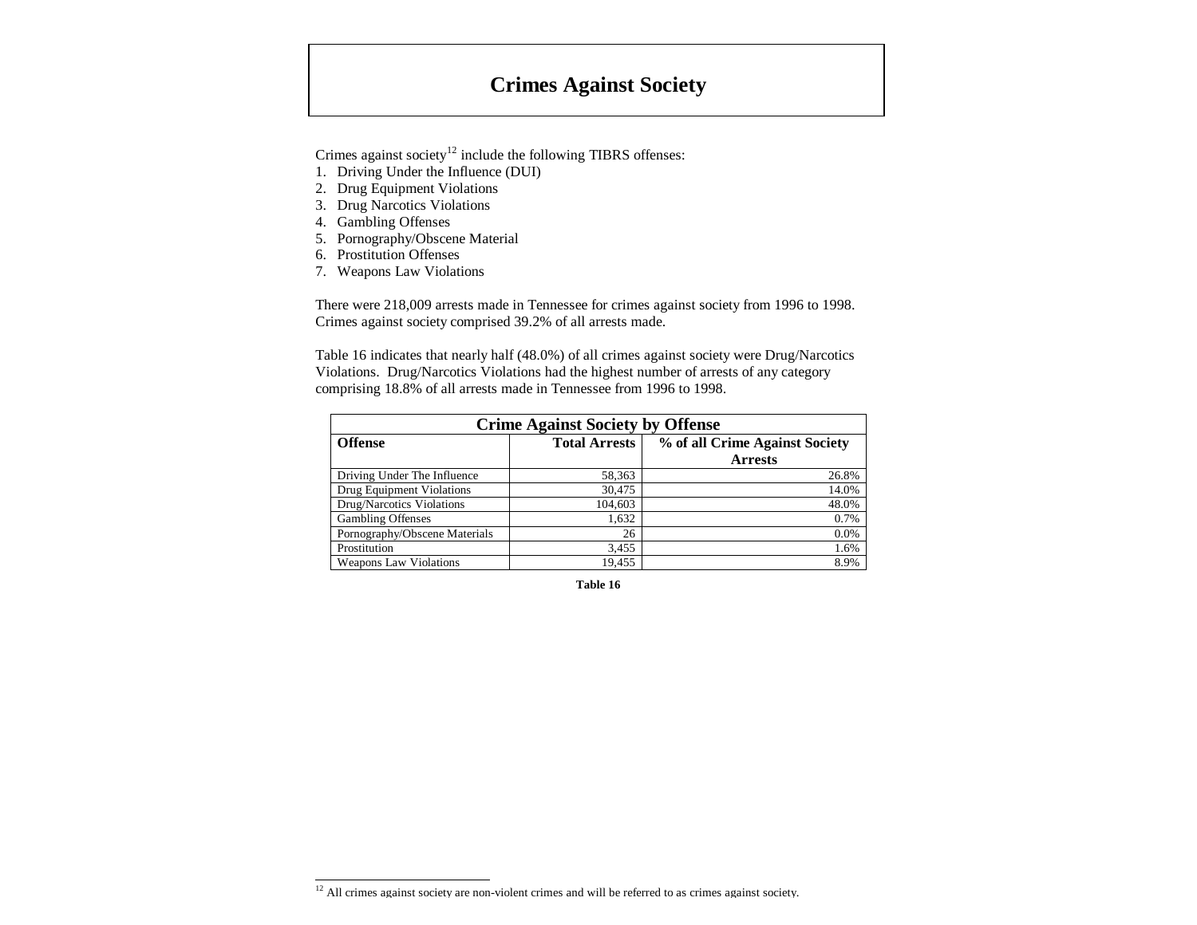# Crimes Against Society

Crimes against society[12] include the following TIBRS offenses:

1. Driving Under the Influence (DUI)
2. Drug Equipment Violations
3. Drug Narcotics Violations
4. Gambling Offenses
5. Pornography/Obscene Material
6. Prostitution Offenses
7. Weapons Law Violations

There were 218,009 arrests made in Tennessee for crimes against society from 1996 to 1998. Crimes against society comprised 39.2% of all arrests made.

Table 16 indicates that nearly half (48.0%) of all crimes against society were Drug/Narcotics Violations. Drug/Narcotics Violations had the highest number of arrests of any category comprising 18.8% of all arrests made in Tennessee from 1996 to 1998.

| Crime Against Society by Offense | | |
|---|---|---|
| **Offense** | **Total Arrests** | **% of all Crime Against Society Arrests** |
| Driving Under The Influence | 58,363 | 26.8% |
| Drug Equipment Violations | 30,475 | 14.0% |
| Drug/Narcotics Violations | 104,603 | 48.0% |
| Gambling Offenses | 1,632 | 0.7% |
| Pornography/Obscene Materials | 26 | 0.0% |
| Prostitution | 3,455 | 1.6% |
| Weapons Law Violations | 19,455 | 8.9% |

**Table 16**

[12] All crimes against society are non-violent crimes and will be referred to as crimes against society.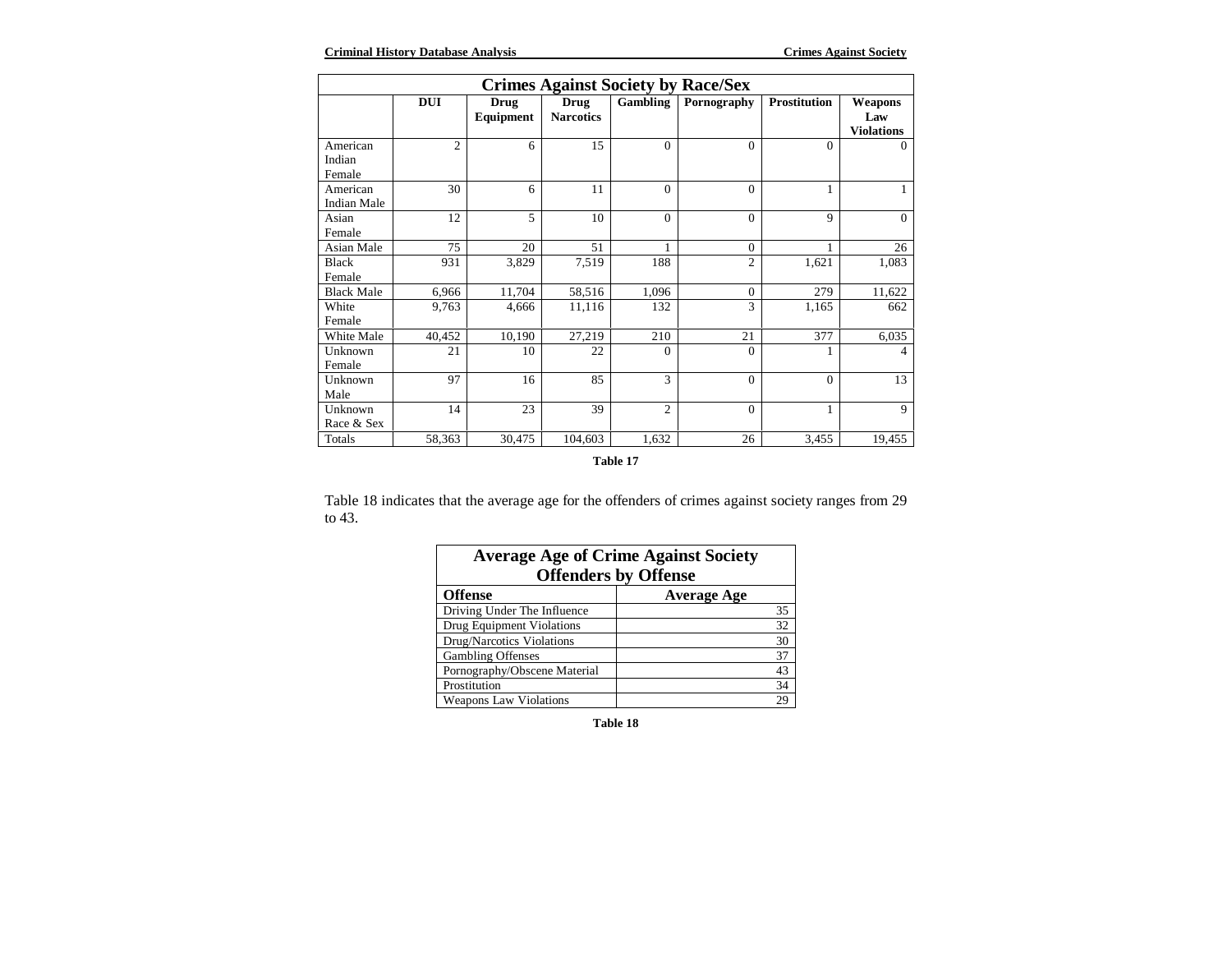| Crimes Against Society by Race/Sex | | | | | | | |
|---|---|---|---|---|---|---|---|
| | **DUI** | **Drug Equipment** | **Drug Narcotics** | **Gambling** | **Pornography** | **Prostitution** | **Weapons Law Violations** |
| American Indian Female | 2 | 6 | 15 | 0 | 0 | 0 | 0 |
| American Indian Male | 30 | 6 | 11 | 0 | 0 | 1 | 1 |
| Asian Female | 12 | 5 | 10 | 0 | 0 | 9 | 0 |
| Asian Male | 75 | 20 | 51 | 1 | 0 | 1 | 26 |
| Black Female | 931 | 3,829 | 7,519 | 188 | 2 | 1,621 | 1,083 |
| Black Male | 6,966 | 11,704 | 58,516 | 1,096 | 0 | 279 | 11,622 |
| White Female | 9,763 | 4,666 | 11,116 | 132 | 3 | 1,165 | 662 |
| White Male | 40,452 | 10,190 | 27,219 | 210 | 21 | 377 | 6,035 |
| Unknown Female | 21 | 10 | 22 | 0 | 0 | 1 | 4 |
| Unknown Male | 97 | 16 | 85 | 3 | 0 | 0 | 13 |
| Unknown Race & Sex | 14 | 23 | 39 | 2 | 0 | 1 | 9 |
| Totals | 58,363 | 30,475 | 104,603 | 1,632 | 26 | 3,455 | 19,455 |

**Table 17**

Table 18 indicates that the average age for the offenders of crimes against society ranges from 29 to 43.

| Average Age of Crime Against Society Offenders by Offense | |
|---|---|
| **Offense** | **Average Age** |
| Driving Under The Influence | 35 |
| Drug Equipment Violations | 32 |
| Drug/Narcotics Violations | 30 |
| Gambling Offenses | 37 |
| Pornography/Obscene Material | 43 |
| Prostitution | 34 |
| Weapons Law Violations | 29 |

**Table 18**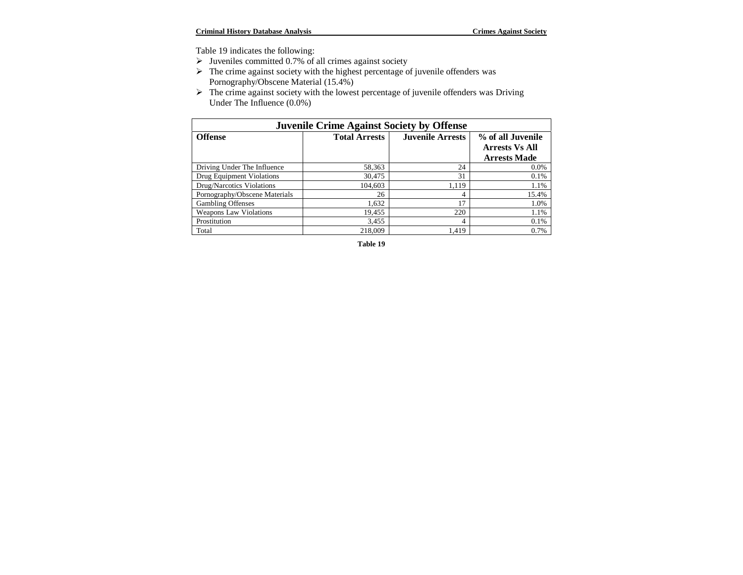Table 19 indicates the following:

- Juveniles committed 0.7% of all crimes against society
- The crime against society with the highest percentage of juvenile offenders was Pornography/Obscene Material (15.4%)
- The crime against society with the lowest percentage of juvenile offenders was Driving Under The Influence (0.0%)

| Juvenile Crime Against Society by Offense | | | |
|---|---|---|---|
| **Offense** | **Total Arrests** | **Juvenile Arrests** | **% of all Juvenile Arrests Vs All Arrests Made** |
| Driving Under The Influence | 58,363 | 24 | 0.0% |
| Drug Equipment Violations | 30,475 | 31 | 0.1% |
| Drug/Narcotics Violations | 104,603 | 1,119 | 1.1% |
| Pornography/Obscene Materials | 26 | 4 | 15.4% |
| Gambling Offenses | 1,632 | 17 | 1.0% |
| Weapons Law Violations | 19,455 | 220 | 1.1% |
| Prostitution | 3,455 | 4 | 0.1% |
| Total | 218,009 | 1,419 | 0.7% |

**Table 19**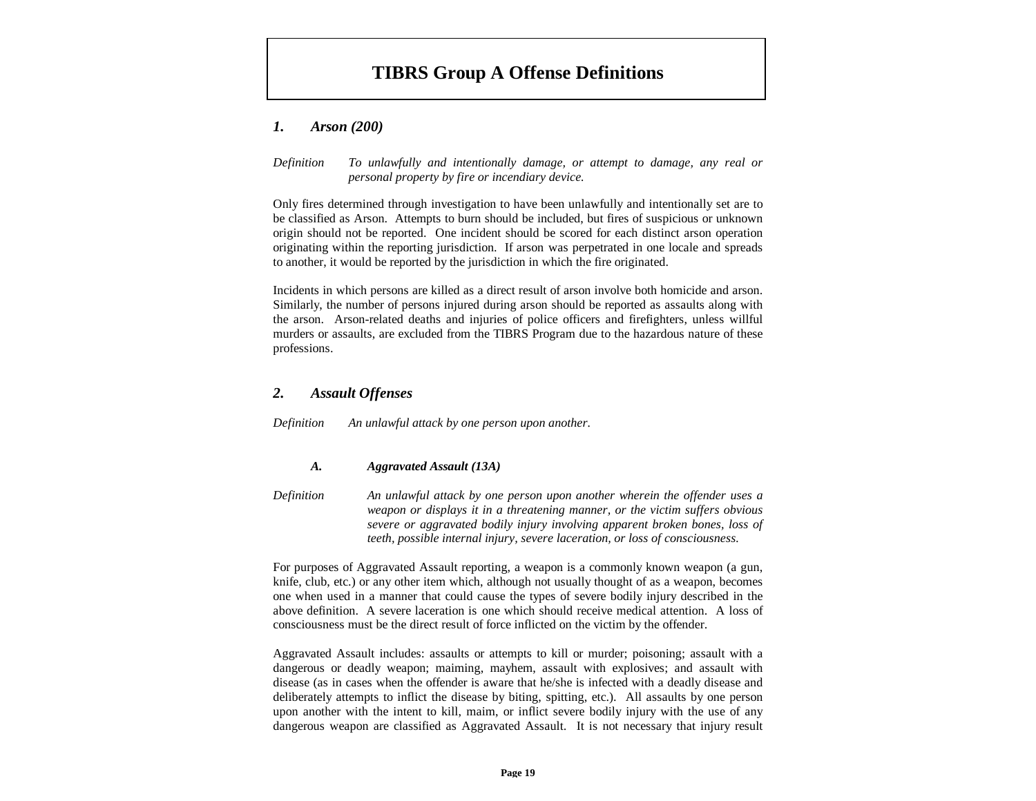# TIBRS Group A Offense Definitions

### *1. Arson (200)*

*Definition* *To unlawfully and intentionally damage, or attempt to damage, any real or personal property by fire or incendiary device.*

Only fires determined through investigation to have been unlawfully and intentionally set are to be classified as Arson. Attempts to burn should be included, but fires of suspicious or unknown origin should not be reported. One incident should be scored for each distinct arson operation originating within the reporting jurisdiction. If arson was perpetrated in one locale and spreads to another, it would be reported by the jurisdiction in which the fire originated.

Incidents in which persons are killed as a direct result of arson involve both homicide and arson. Similarly, the number of persons injured during arson should be reported as assaults along with the arson. Arson-related deaths and injuries of police officers and firefighters, unless willful murders or assaults, are excluded from the TIBRS Program due to the hazardous nature of these professions.

### *2. Assault Offenses*

*Definition* *An unlawful attack by one person upon another.*

#### *A. Aggravated Assault (13A)*

*Definition* *An unlawful attack by one person upon another wherein the offender uses a weapon or displays it in a threatening manner, or the victim suffers obvious severe or aggravated bodily injury involving apparent broken bones, loss of teeth, possible internal injury, severe laceration, or loss of consciousness.*

For purposes of Aggravated Assault reporting, a weapon is a commonly known weapon (a gun, knife, club, etc.) or any other item which, although not usually thought of as a weapon, becomes one when used in a manner that could cause the types of severe bodily injury described in the above definition. A severe laceration is one which should receive medical attention. A loss of consciousness must be the direct result of force inflicted on the victim by the offender.

Aggravated Assault includes: assaults or attempts to kill or murder; poisoning; assault with a dangerous or deadly weapon; maiming, mayhem, assault with explosives; and assault with disease (as in cases when the offender is aware that he/she is infected with a deadly disease and deliberately attempts to inflict the disease by biting, spitting, etc.). All assaults by one person upon another with the intent to kill, maim, or inflict severe bodily injury with the use of any dangerous weapon are classified as Aggravated Assault. It is not necessary that injury result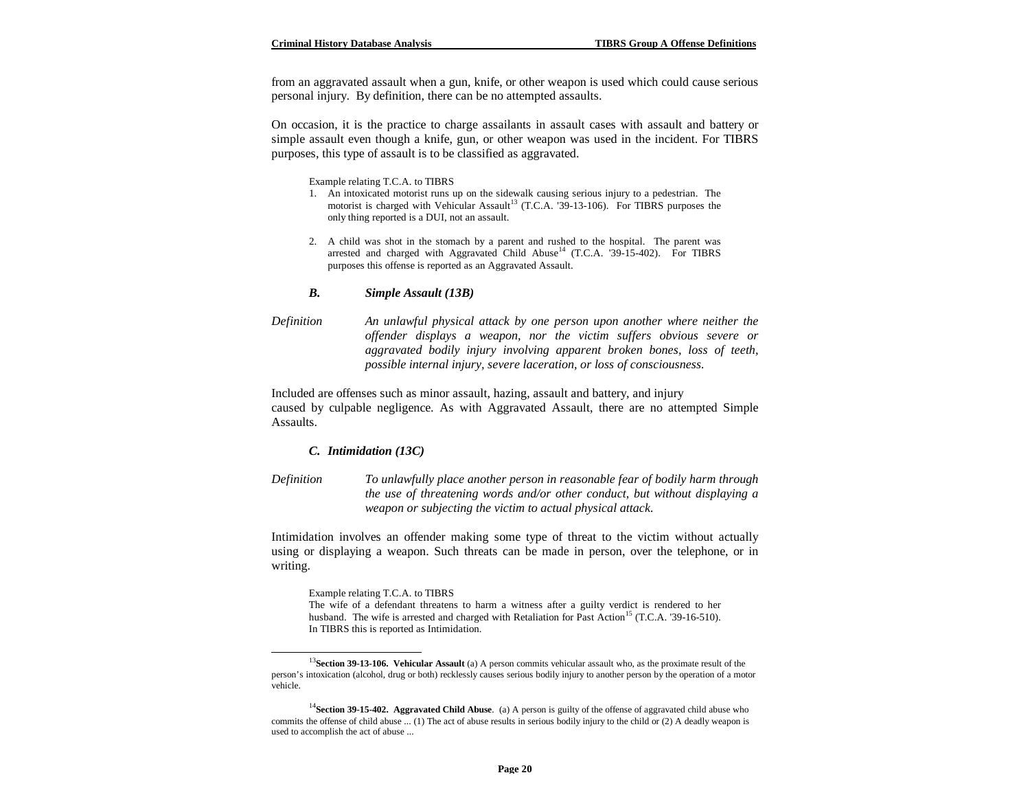from an aggravated assault when a gun, knife, or other weapon is used which could cause serious personal injury. By definition, there can be no attempted assaults.

On occasion, it is the practice to charge assailants in assault cases with assault and battery or simple assault even though a knife, gun, or other weapon was used in the incident. For TIBRS purposes, this type of assault is to be classified as aggravated.

Example relating T.C.A. to TIBRS

1. An intoxicated motorist runs up on the sidewalk causing serious injury to a pedestrian. The motorist is charged with Vehicular Assault[13] (T.C.A. '39-13-106). For TIBRS purposes the only thing reported is a DUI, not an assault.

2. A child was shot in the stomach by a parent and rushed to the hospital. The parent was arrested and charged with Aggravated Child Abuse[14] (T.C.A. '39-15-402). For TIBRS purposes this offense is reported as an Aggravated Assault.

### *B. Simple Assault (13B)*

*Definition* *An unlawful physical attack by one person upon another where neither the offender displays a weapon, nor the victim suffers obvious severe or aggravated bodily injury involving apparent broken bones, loss of teeth, possible internal injury, severe laceration, or loss of consciousness.*

Included are offenses such as minor assault, hazing, assault and battery, and injury caused by culpable negligence. As with Aggravated Assault, there are no attempted Simple Assaults.

### *C. Intimidation (13C)*

*Definition* *To unlawfully place another person in reasonable fear of bodily harm through the use of threatening words and/or other conduct, but without displaying a weapon or subjecting the victim to actual physical attack.*

Intimidation involves an offender making some type of threat to the victim without actually using or displaying a weapon. Such threats can be made in person, over the telephone, or in writing.

Example relating T.C.A. to TIBRS

The wife of a defendant threatens to harm a witness after a guilty verdict is rendered to her husband. The wife is arrested and charged with Retaliation for Past Action[15] (T.C.A. '39-16-510). In TIBRS this is reported as Intimidation.

---

[13] **Section 39-13-106. Vehicular Assault** (a) A person commits vehicular assault who, as the proximate result of the person's intoxication (alcohol, drug or both) recklessly causes serious bodily injury to another person by the operation of a motor vehicle.

[14] **Section 39-15-402. Aggravated Child Abuse**. (a) A person is guilty of the offense of aggravated child abuse who commits the offense of child abuse ... (1) The act of abuse results in serious bodily injury to the child or (2) A deadly weapon is used to accomplish the act of abuse ...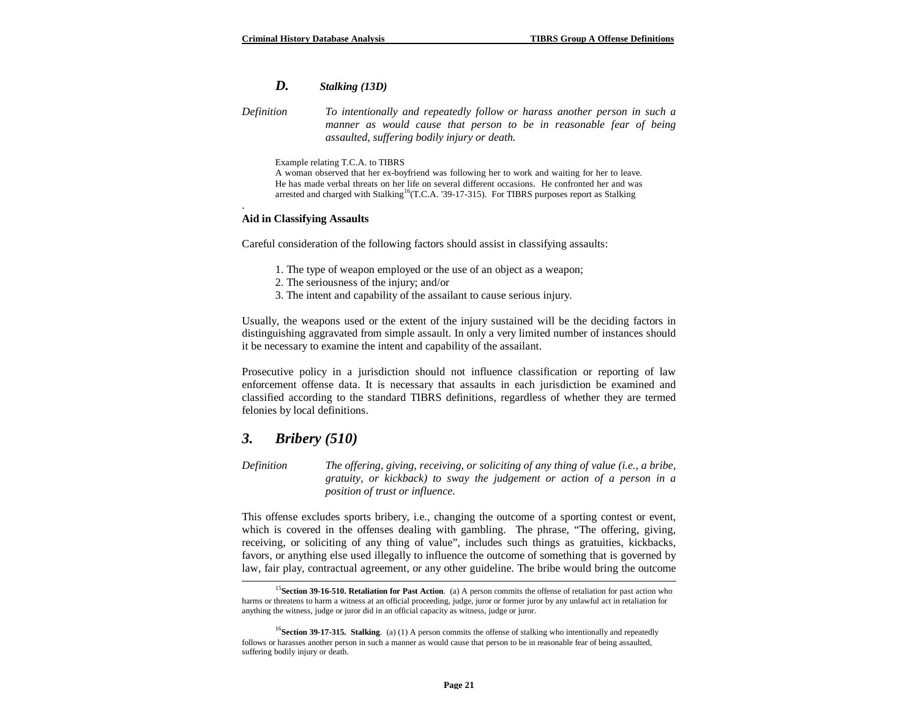### *D. Stalking (13D)*

*Definition* *To intentionally and repeatedly follow or harass another person in such a manner as would cause that person to be in reasonable fear of being assaulted, suffering bodily injury or death.*

> Example relating T.C.A. to TIBRS
> A woman observed that her ex-boyfriend was following her to work and waiting for her to leave. He has made verbal threats on her life on several different occasions. He confronted her and was arrested and charged with Stalking[16](T.C.A. '39-17-315). For TIBRS purposes report as Stalking

.

**Aid in Classifying Assaults**

Careful consideration of the following factors should assist in classifying assaults:

1. The type of weapon employed or the use of an object as a weapon;
2. The seriousness of the injury; and/or
3. The intent and capability of the assailant to cause serious injury.

Usually, the weapons used or the extent of the injury sustained will be the deciding factors in distinguishing aggravated from simple assault. In only a very limited number of instances should it be necessary to examine the intent and capability of the assailant.

Prosecutive policy in a jurisdiction should not influence classification or reporting of law enforcement offense data. It is necessary that assaults in each jurisdiction be examined and classified according to the standard TIBRS definitions, regardless of whether they are termed felonies by local definitions.

## *3. Bribery (510)*

*Definition* *The offering, giving, receiving, or soliciting of any thing of value (i.e., a bribe, gratuity, or kickback) to sway the judgement or action of a person in a position of trust or influence.*

This offense excludes sports bribery, i.e., changing the outcome of a sporting contest or event, which is covered in the offenses dealing with gambling. The phrase, "The offering, giving, receiving, or soliciting of any thing of value", includes such things as gratuities, kickbacks, favors, or anything else used illegally to influence the outcome of something that is governed by law, fair play, contractual agreement, or any other guideline. The bribe would bring the outcome

---

[15]**Section 39-16-510. Retaliation for Past Action**. (a) A person commits the offense of retaliation for past action who harms or threatens to harm a witness at an official proceeding, judge, juror or former juror by any unlawful act in retaliation for anything the witness, judge or juror did in an official capacity as witness, judge or juror.

[16]**Section 39-17-315. Stalking**. (a) (1) A person commits the offense of stalking who intentionally and repeatedly follows or harasses another person in such a manner as would cause that person to be in reasonable fear of being assaulted, suffering bodily injury or death.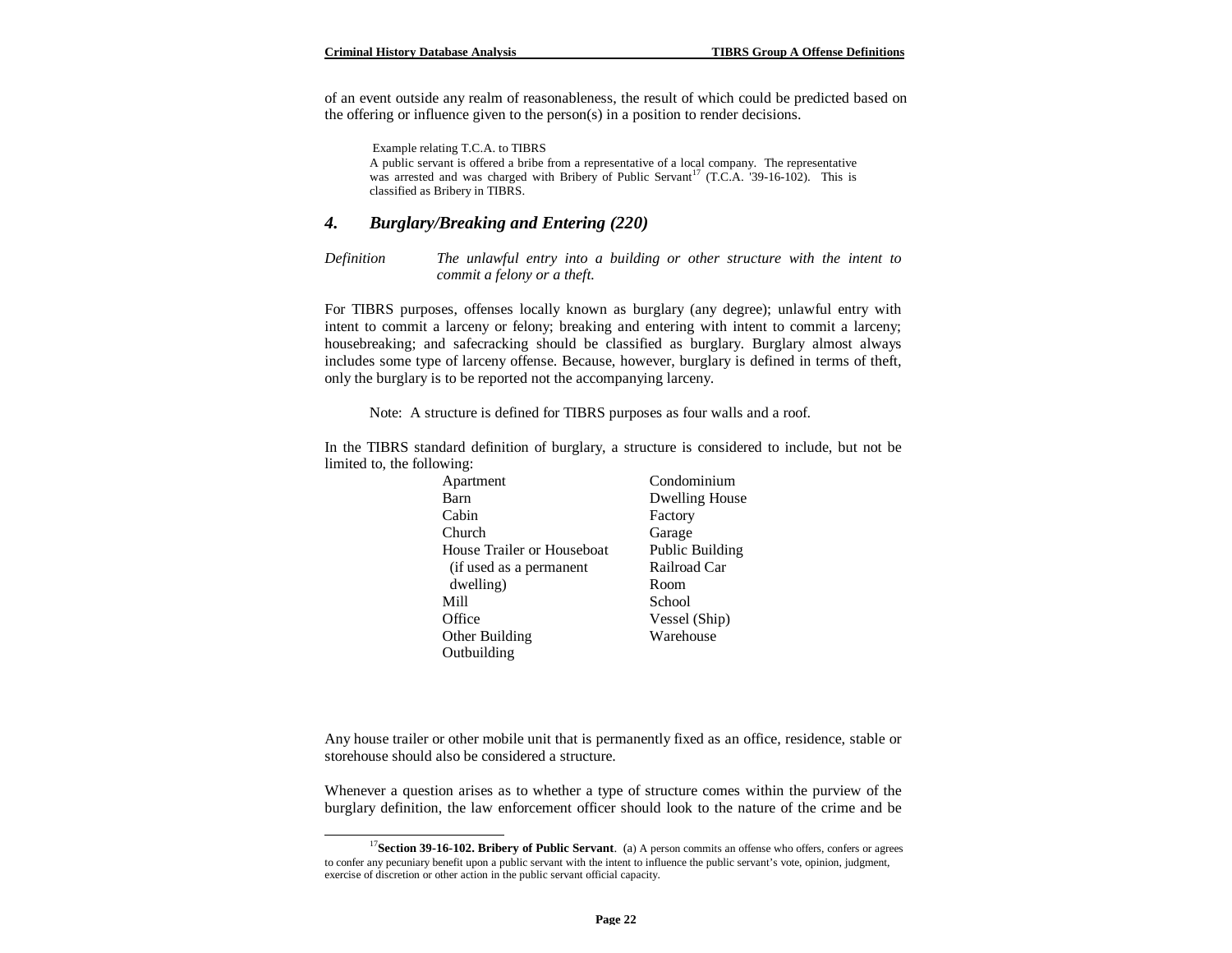of an event outside any realm of reasonableness, the result of which could be predicted based on the offering or influence given to the person(s) in a position to render decisions.

> Example relating T.C.A. to TIBRS
> A public servant is offered a bribe from a representative of a local company. The representative was arrested and was charged with Bribery of Public Servant[17] (T.C.A. '39-16-102). This is classified as Bribery in TIBRS.

## *4. Burglary/Breaking and Entering (220)*

*Definition* *The unlawful entry into a building or other structure with the intent to commit a felony or a theft.*

For TIBRS purposes, offenses locally known as burglary (any degree); unlawful entry with intent to commit a larceny or felony; breaking and entering with intent to commit a larceny; housebreaking; and safecracking should be classified as burglary. Burglary almost always includes some type of larceny offense. Because, however, burglary is defined in terms of theft, only the burglary is to be reported not the accompanying larceny.

Note: A structure is defined for TIBRS purposes as four walls and a roof.

In the TIBRS standard definition of burglary, a structure is considered to include, but not be limited to, the following:

- Apartment
- Barn
- Cabin
- Church
- House Trailer or Houseboat (if used as a permanent dwelling)
- Mill
- Office
- Other Building
- Outbuilding
- Condominium
- Dwelling House
- Factory
- Garage
- Public Building
- Railroad Car
- Room
- School
- Vessel (Ship)
- Warehouse

Any house trailer or other mobile unit that is permanently fixed as an office, residence, stable or storehouse should also be considered a structure.

Whenever a question arises as to whether a type of structure comes within the purview of the burglary definition, the law enforcement officer should look to the nature of the crime and be

---

[17] **Section 39-16-102. Bribery of Public Servant**. (a) A person commits an offense who offers, confers or agrees to confer any pecuniary benefit upon a public servant with the intent to influence the public servant's vote, opinion, judgment, exercise of discretion or other action in the public servant official capacity.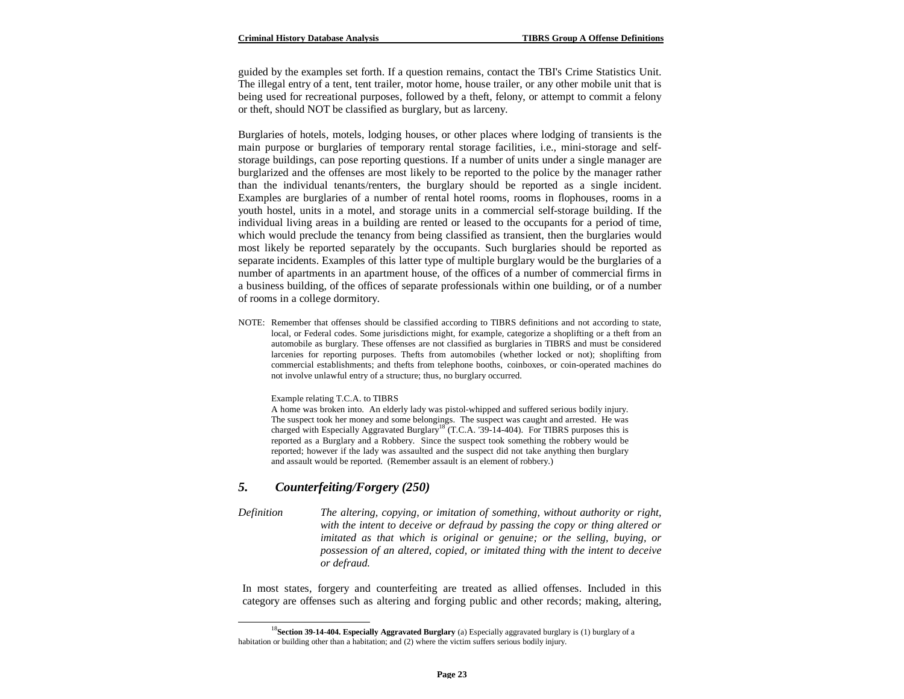guided by the examples set forth. If a question remains, contact the TBI's Crime Statistics Unit. The illegal entry of a tent, tent trailer, motor home, house trailer, or any other mobile unit that is being used for recreational purposes, followed by a theft, felony, or attempt to commit a felony or theft, should NOT be classified as burglary, but as larceny.

Burglaries of hotels, motels, lodging houses, or other places where lodging of transients is the main purpose or burglaries of temporary rental storage facilities, i.e., mini-storage and self-storage buildings, can pose reporting questions. If a number of units under a single manager are burglarized and the offenses are most likely to be reported to the police by the manager rather than the individual tenants/renters, the burglary should be reported as a single incident. Examples are burglaries of a number of rental hotel rooms, rooms in flophouses, rooms in a youth hostel, units in a motel, and storage units in a commercial self-storage building. If the individual living areas in a building are rented or leased to the occupants for a period of time, which would preclude the tenancy from being classified as transient, then the burglaries would most likely be reported separately by the occupants. Such burglaries should be reported as separate incidents. Examples of this latter type of multiple burglary would be the burglaries of a number of apartments in an apartment house, of the offices of a number of commercial firms in a business building, of the offices of separate professionals within one building, or of a number of rooms in a college dormitory.

NOTE: Remember that offenses should be classified according to TIBRS definitions and not according to state, local, or Federal codes. Some jurisdictions might, for example, categorize a shoplifting or a theft from an automobile as burglary. These offenses are not classified as burglaries in TIBRS and must be considered larcenies for reporting purposes. Thefts from automobiles (whether locked or not); shoplifting from commercial establishments; and thefts from telephone booths, coinboxes, or coin-operated machines do not involve unlawful entry of a structure; thus, no burglary occurred.

Example relating T.C.A. to TIBRS
A home was broken into. An elderly lady was pistol-whipped and suffered serious bodily injury. The suspect took her money and some belongings. The suspect was caught and arrested. He was charged with Especially Aggravated Burglary[18] (T.C.A. '39-14-404). For TIBRS purposes this is reported as a Burglary and a Robbery. Since the suspect took something the robbery would be reported; however if the lady was assaulted and the suspect did not take anything then burglary and assault would be reported. (Remember assault is an element of robbery.)

## *5. Counterfeiting/Forgery (250)*

*Definition* — *The altering, copying, or imitation of something, without authority or right, with the intent to deceive or defraud by passing the copy or thing altered or imitated as that which is original or genuine; or the selling, buying, or possession of an altered, copied, or imitated thing with the intent to deceive or defraud.*

In most states, forgery and counterfeiting are treated as allied offenses. Included in this category are offenses such as altering and forging public and other records; making, altering,

---

[18]**Section 39-14-404. Especially Aggravated Burglary** (a) Especially aggravated burglary is (1) burglary of a habitation or building other than a habitation; and (2) where the victim suffers serious bodily injury.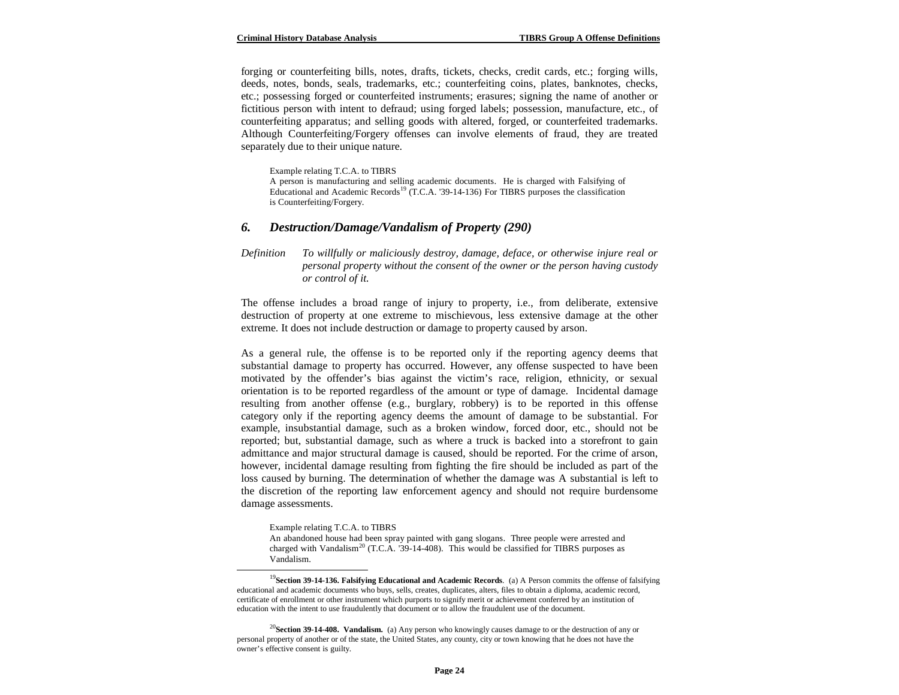forging or counterfeiting bills, notes, drafts, tickets, checks, credit cards, etc.; forging wills, deeds, notes, bonds, seals, trademarks, etc.; counterfeiting coins, plates, banknotes, checks, etc.; possessing forged or counterfeited instruments; erasures; signing the name of another or fictitious person with intent to defraud; using forged labels; possession, manufacture, etc., of counterfeiting apparatus; and selling goods with altered, forged, or counterfeited trademarks. Although Counterfeiting/Forgery offenses can involve elements of fraud, they are treated separately due to their unique nature.

> Example relating T.C.A. to TIBRS
> A person is manufacturing and selling academic documents. He is charged with Falsifying of Educational and Academic Records[19] (T.C.A. '39-14-136) For TIBRS purposes the classification is Counterfeiting/Forgery.

### *6. Destruction/Damage/Vandalism of Property (290)*

*Definition* *To willfully or maliciously destroy, damage, deface, or otherwise injure real or personal property without the consent of the owner or the person having custody or control of it.*

The offense includes a broad range of injury to property, i.e., from deliberate, extensive destruction of property at one extreme to mischievous, less extensive damage at the other extreme. It does not include destruction or damage to property caused by arson.

As a general rule, the offense is to be reported only if the reporting agency deems that substantial damage to property has occurred. However, any offense suspected to have been motivated by the offender's bias against the victim's race, religion, ethnicity, or sexual orientation is to be reported regardless of the amount or type of damage. Incidental damage resulting from another offense (e.g., burglary, robbery) is to be reported in this offense category only if the reporting agency deems the amount of damage to be substantial. For example, insubstantial damage, such as a broken window, forced door, etc., should not be reported; but, substantial damage, such as where a truck is backed into a storefront to gain admittance and major structural damage is caused, should be reported. For the crime of arson, however, incidental damage resulting from fighting the fire should be included as part of the loss caused by burning. The determination of whether the damage was A substantial is left to the discretion of the reporting law enforcement agency and should not require burdensome damage assessments.

> Example relating T.C.A. to TIBRS
> An abandoned house had been spray painted with gang slogans. Three people were arrested and charged with Vandalism[20] (T.C.A. '39-14-408). This would be classified for TIBRS purposes as Vandalism.

---

[19] **Section 39-14-136. Falsifying Educational and Academic Records**. (a) A Person commits the offense of falsifying educational and academic documents who buys, sells, creates, duplicates, alters, files to obtain a diploma, academic record, certificate of enrollment or other instrument which purports to signify merit or achievement conferred by an institution of education with the intent to use fraudulently that document or to allow the fraudulent use of the document.

[20] **Section 39-14-408. Vandalism.** (a) Any person who knowingly causes damage to or the destruction of any or personal property of another or of the state, the United States, any county, city or town knowing that he does not have the owner's effective consent is guilty.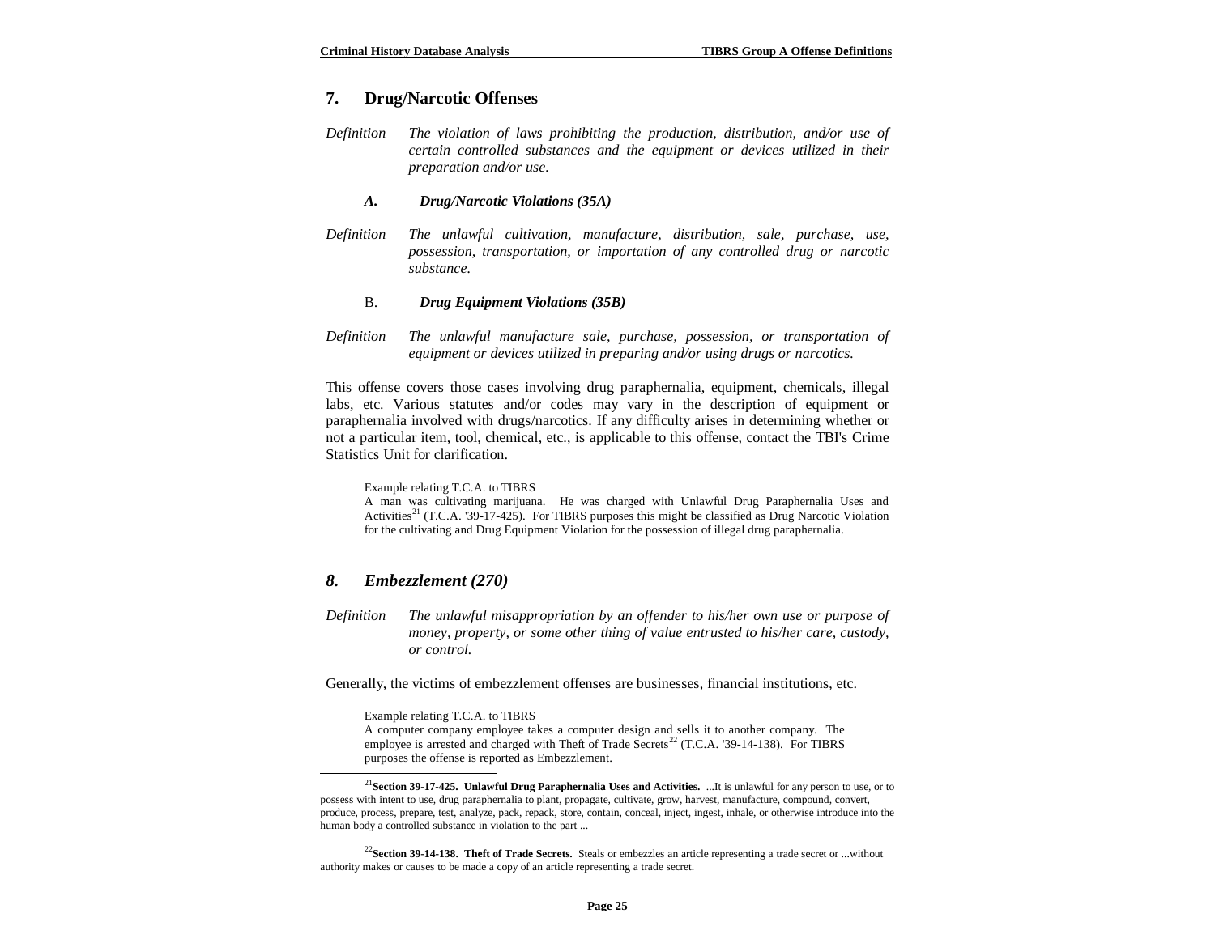## 7. Drug/Narcotic Offenses

*Definition* *The violation of laws prohibiting the production, distribution, and/or use of certain controlled substances and the equipment or devices utilized in their preparation and/or use.*

### *A. Drug/Narcotic Violations (35A)*

*Definition* *The unlawful cultivation, manufacture, distribution, sale, purchase, use, possession, transportation, or importation of any controlled drug or narcotic substance.*

### B. *Drug Equipment Violations (35B)*

*Definition* *The unlawful manufacture sale, purchase, possession, or transportation of equipment or devices utilized in preparing and/or using drugs or narcotics.*

This offense covers those cases involving drug paraphernalia, equipment, chemicals, illegal labs, etc. Various statutes and/or codes may vary in the description of equipment or paraphernalia involved with drugs/narcotics. If any difficulty arises in determining whether or not a particular item, tool, chemical, etc., is applicable to this offense, contact the TBI's Crime Statistics Unit for clarification.

> Example relating T.C.A. to TIBRS
> A man was cultivating marijuana. He was charged with Unlawful Drug Paraphernalia Uses and Activities[21] (T.C.A. '39-17-425). For TIBRS purposes this might be classified as Drug Narcotic Violation for the cultivating and Drug Equipment Violation for the possession of illegal drug paraphernalia.

## *8. Embezzlement (270)*

*Definition* *The unlawful misappropriation by an offender to his/her own use or purpose of money, property, or some other thing of value entrusted to his/her care, custody, or control.*

Generally, the victims of embezzlement offenses are businesses, financial institutions, etc.

> Example relating T.C.A. to TIBRS
> A computer company employee takes a computer design and sells it to another company. The employee is arrested and charged with Theft of Trade Secrets[22] (T.C.A. '39-14-138). For TIBRS purposes the offense is reported as Embezzlement.

---

[21]**Section 39-17-425. Unlawful Drug Paraphernalia Uses and Activities.** ...It is unlawful for any person to use, or to possess with intent to use, drug paraphernalia to plant, propagate, cultivate, grow, harvest, manufacture, compound, convert, produce, process, prepare, test, analyze, pack, repack, store, contain, conceal, inject, ingest, inhale, or otherwise introduce into the human body a controlled substance in violation to the part ...

[22]**Section 39-14-138. Theft of Trade Secrets.** Steals or embezzles an article representing a trade secret or ...without authority makes or causes to be made a copy of an article representing a trade secret.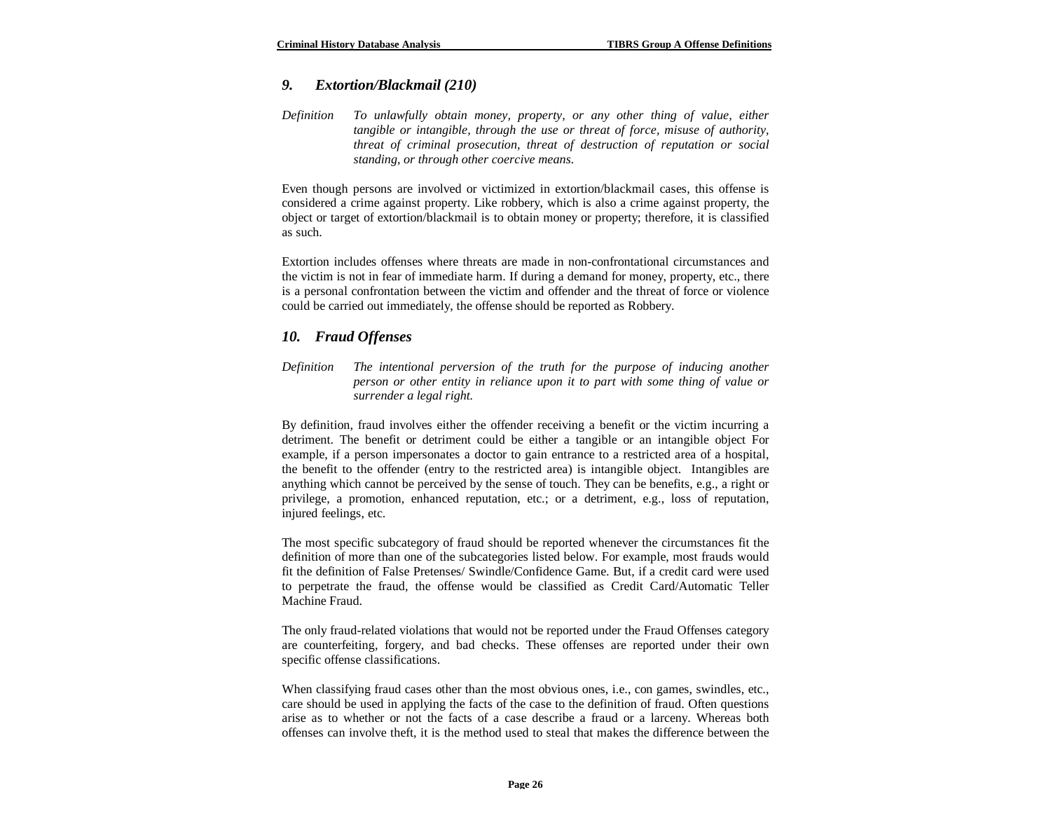### *9. Extortion/Blackmail (210)*

*Definition* *To unlawfully obtain money, property, or any other thing of value, either tangible or intangible, through the use or threat of force, misuse of authority, threat of criminal prosecution, threat of destruction of reputation or social standing, or through other coercive means.*

Even though persons are involved or victimized in extortion/blackmail cases, this offense is considered a crime against property. Like robbery, which is also a crime against property, the object or target of extortion/blackmail is to obtain money or property; therefore, it is classified as such.

Extortion includes offenses where threats are made in non-confrontational circumstances and the victim is not in fear of immediate harm. If during a demand for money, property, etc., there is a personal confrontation between the victim and offender and the threat of force or violence could be carried out immediately, the offense should be reported as Robbery.

### *10. Fraud Offenses*

*Definition* *The intentional perversion of the truth for the purpose of inducing another person or other entity in reliance upon it to part with some thing of value or surrender a legal right.*

By definition, fraud involves either the offender receiving a benefit or the victim incurring a detriment. The benefit or detriment could be either a tangible or an intangible object For example, if a person impersonates a doctor to gain entrance to a restricted area of a hospital, the benefit to the offender (entry to the restricted area) is intangible object. Intangibles are anything which cannot be perceived by the sense of touch. They can be benefits, e.g., a right or privilege, a promotion, enhanced reputation, etc.; or a detriment, e.g., loss of reputation, injured feelings, etc.

The most specific subcategory of fraud should be reported whenever the circumstances fit the definition of more than one of the subcategories listed below. For example, most frauds would fit the definition of False Pretenses/ Swindle/Confidence Game. But, if a credit card were used to perpetrate the fraud, the offense would be classified as Credit Card/Automatic Teller Machine Fraud.

The only fraud-related violations that would not be reported under the Fraud Offenses category are counterfeiting, forgery, and bad checks. These offenses are reported under their own specific offense classifications.

When classifying fraud cases other than the most obvious ones, i.e., con games, swindles, etc., care should be used in applying the facts of the case to the definition of fraud. Often questions arise as to whether or not the facts of a case describe a fraud or a larceny. Whereas both offenses can involve theft, it is the method used to steal that makes the difference between the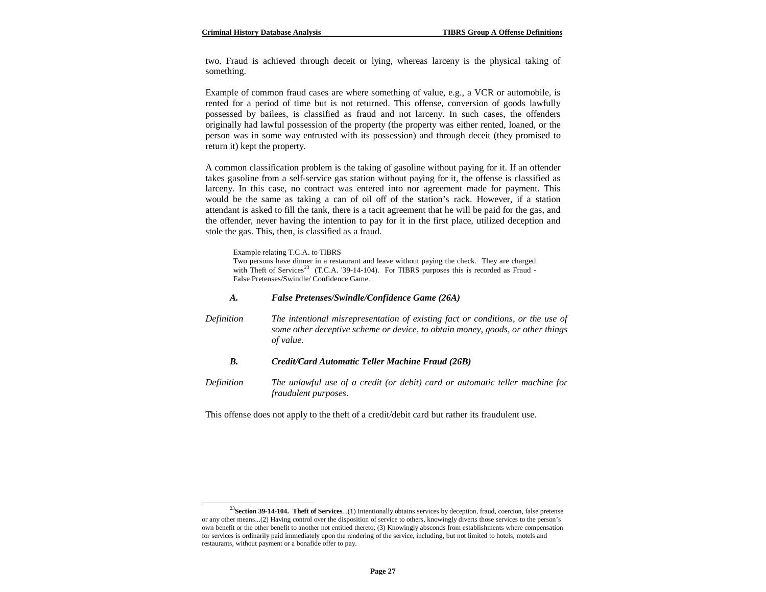two. Fraud is achieved through deceit or lying, whereas larceny is the physical taking of something.

Example of common fraud cases are where something of value, e.g., a VCR or automobile, is rented for a period of time but is not returned. This offense, conversion of goods lawfully possessed by bailees, is classified as fraud and not larceny. In such cases, the offenders originally had lawful possession of the property (the property was either rented, loaned, or the person was in some way entrusted with its possession) and through deceit (they promised to return it) kept the property.

A common classification problem is the taking of gasoline without paying for it. If an offender takes gasoline from a self-service gas station without paying for it, the offense is classified as larceny. In this case, no contract was entered into nor agreement made for payment. This would be the same as taking a can of oil off of the station's rack. However, if a station attendant is asked to fill the tank, there is a tacit agreement that he will be paid for the gas, and the offender, never having the intention to pay for it in the first place, utilized deception and stole the gas. This, then, is classified as a fraud.

> Example relating T.C.A. to TIBRS
> Two persons have dinner in a restaurant and leave without paying the check. They are charged with Theft of Services[23] (T.C.A. '39-14-104). For TIBRS purposes this is recorded as Fraud - False Pretenses/Swindle/ Confidence Game.

### *A. False Pretenses/Swindle/Confidence Game (26A)*

*Definition* — *The intentional misrepresentation of existing fact or conditions, or the use of some other deceptive scheme or device, to obtain money, goods, or other things of value.*

### *B. Credit/Card Automatic Teller Machine Fraud (26B)*

*Definition* — *The unlawful use of a credit (or debit) card or automatic teller machine for fraudulent purposes.*

This offense does not apply to the theft of a credit/debit card but rather its fraudulent use.

---

[23] **Section 39-14-104. Theft of Services**...(1) Intentionally obtains services by deception, fraud, coercion, false pretense or any other means...(2) Having control over the disposition of service to others, knowingly diverts those services to the person's own benefit or the other benefit to another not entitled thereto; (3) Knowingly absconds from establishments where compensation for services is ordinarily paid immediately upon the rendering of the service, including, but not limited to hotels, motels and restaurants, without payment or a bonafide offer to pay.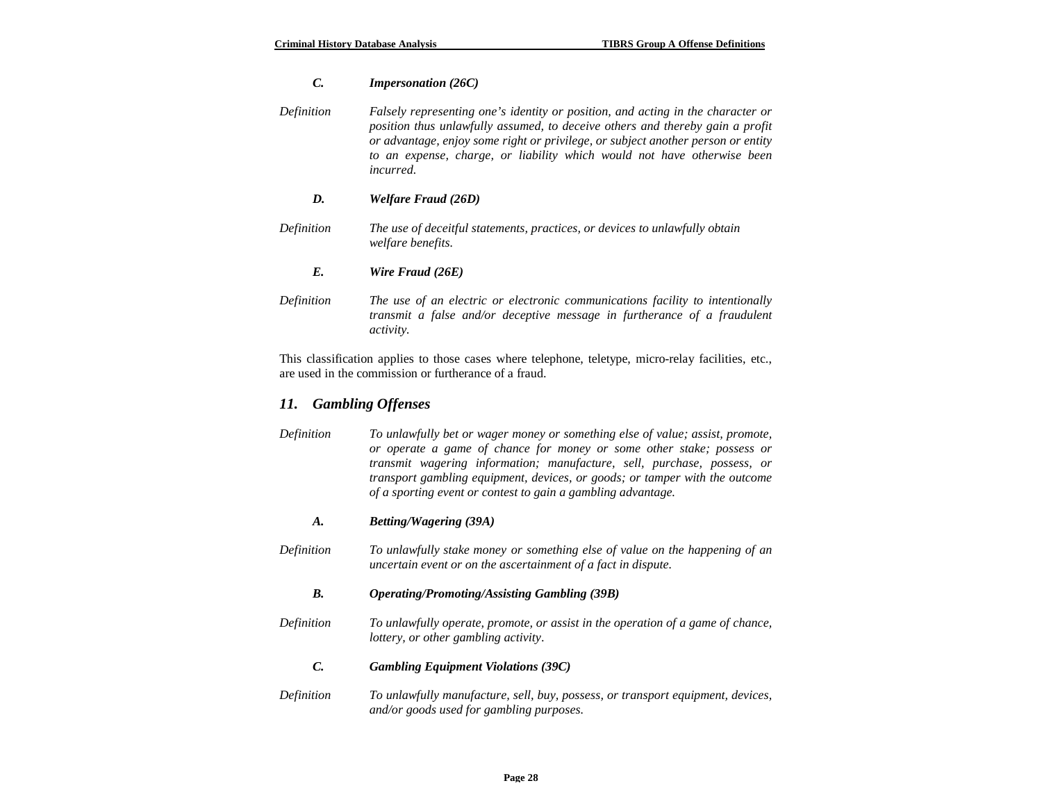### *C. Impersonation (26C)*

*Definition* — *Falsely representing one's identity or position, and acting in the character or position thus unlawfully assumed, to deceive others and thereby gain a profit or advantage, enjoy some right or privilege, or subject another person or entity to an expense, charge, or liability which would not have otherwise been incurred.*

### *D. Welfare Fraud (26D)*

*Definition* — *The use of deceitful statements, practices, or devices to unlawfully obtain welfare benefits.*

### *E. Wire Fraud (26E)*

*Definition* — *The use of an electric or electronic communications facility to intentionally transmit a false and/or deceptive message in furtherance of a fraudulent activity.*

This classification applies to those cases where telephone, teletype, micro-relay facilities, etc., are used in the commission or furtherance of a fraud.

## *11. Gambling Offenses*

*Definition* — *To unlawfully bet or wager money or something else of value; assist, promote, or operate a game of chance for money or some other stake; possess or transmit wagering information; manufacture, sell, purchase, possess, or transport gambling equipment, devices, or goods; or tamper with the outcome of a sporting event or contest to gain a gambling advantage.*

### *A. Betting/Wagering (39A)*

*Definition* — *To unlawfully stake money or something else of value on the happening of an uncertain event or on the ascertainment of a fact in dispute.*

### *B. Operating/Promoting/Assisting Gambling (39B)*

*Definition* — *To unlawfully operate, promote, or assist in the operation of a game of chance, lottery, or other gambling activity.*

### *C. Gambling Equipment Violations (39C)*

*Definition* — *To unlawfully manufacture, sell, buy, possess, or transport equipment, devices, and/or goods used for gambling purposes.*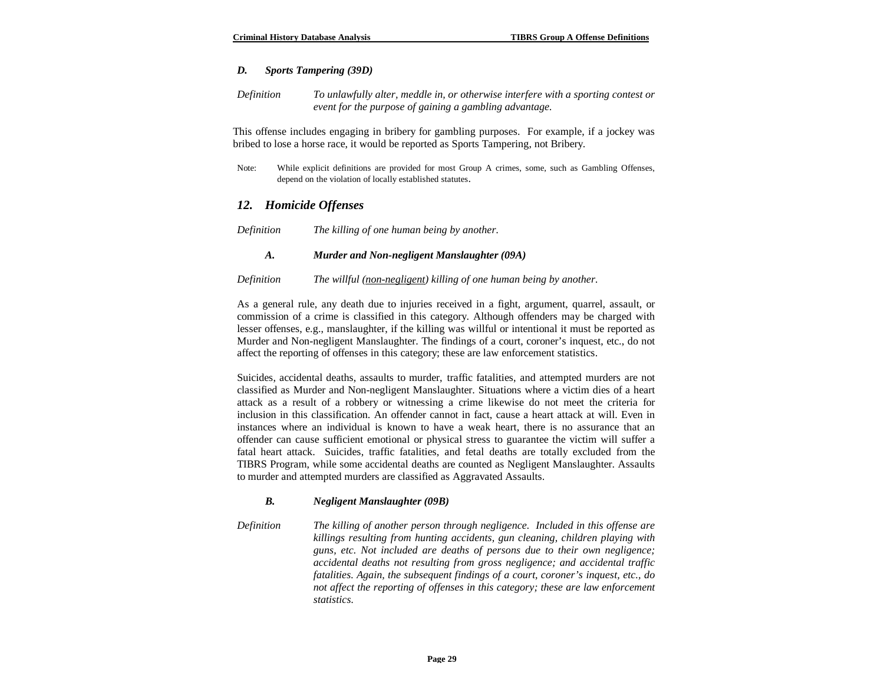### *D. Sports Tampering (39D)*

*Definition* — *To unlawfully alter, meddle in, or otherwise interfere with a sporting contest or event for the purpose of gaining a gambling advantage.*

This offense includes engaging in bribery for gambling purposes. For example, if a jockey was bribed to lose a horse race, it would be reported as Sports Tampering, not Bribery.

Note: While explicit definitions are provided for most Group A crimes, some, such as Gambling Offenses, depend on the violation of locally established statutes.

## *12. Homicide Offenses*

*Definition* — *The killing of one human being by another.*

### *A. Murder and Non-negligent Manslaughter (09A)*

*Definition* — *The willful (non-negligent) killing of one human being by another.*

As a general rule, any death due to injuries received in a fight, argument, quarrel, assault, or commission of a crime is classified in this category. Although offenders may be charged with lesser offenses, e.g., manslaughter, if the killing was willful or intentional it must be reported as Murder and Non-negligent Manslaughter. The findings of a court, coroner's inquest, etc., do not affect the reporting of offenses in this category; these are law enforcement statistics.

Suicides, accidental deaths, assaults to murder, traffic fatalities, and attempted murders are not classified as Murder and Non-negligent Manslaughter. Situations where a victim dies of a heart attack as a result of a robbery or witnessing a crime likewise do not meet the criteria for inclusion in this classification. An offender cannot in fact, cause a heart attack at will. Even in instances where an individual is known to have a weak heart, there is no assurance that an offender can cause sufficient emotional or physical stress to guarantee the victim will suffer a fatal heart attack. Suicides, traffic fatalities, and fetal deaths are totally excluded from the TIBRS Program, while some accidental deaths are counted as Negligent Manslaughter. Assaults to murder and attempted murders are classified as Aggravated Assaults.

### *B. Negligent Manslaughter (09B)*

*Definition* — *The killing of another person through negligence. Included in this offense are killings resulting from hunting accidents, gun cleaning, children playing with guns, etc. Not included are deaths of persons due to their own negligence; accidental deaths not resulting from gross negligence; and accidental traffic fatalities. Again, the subsequent findings of a court, coroner's inquest, etc., do not affect the reporting of offenses in this category; these are law enforcement statistics.*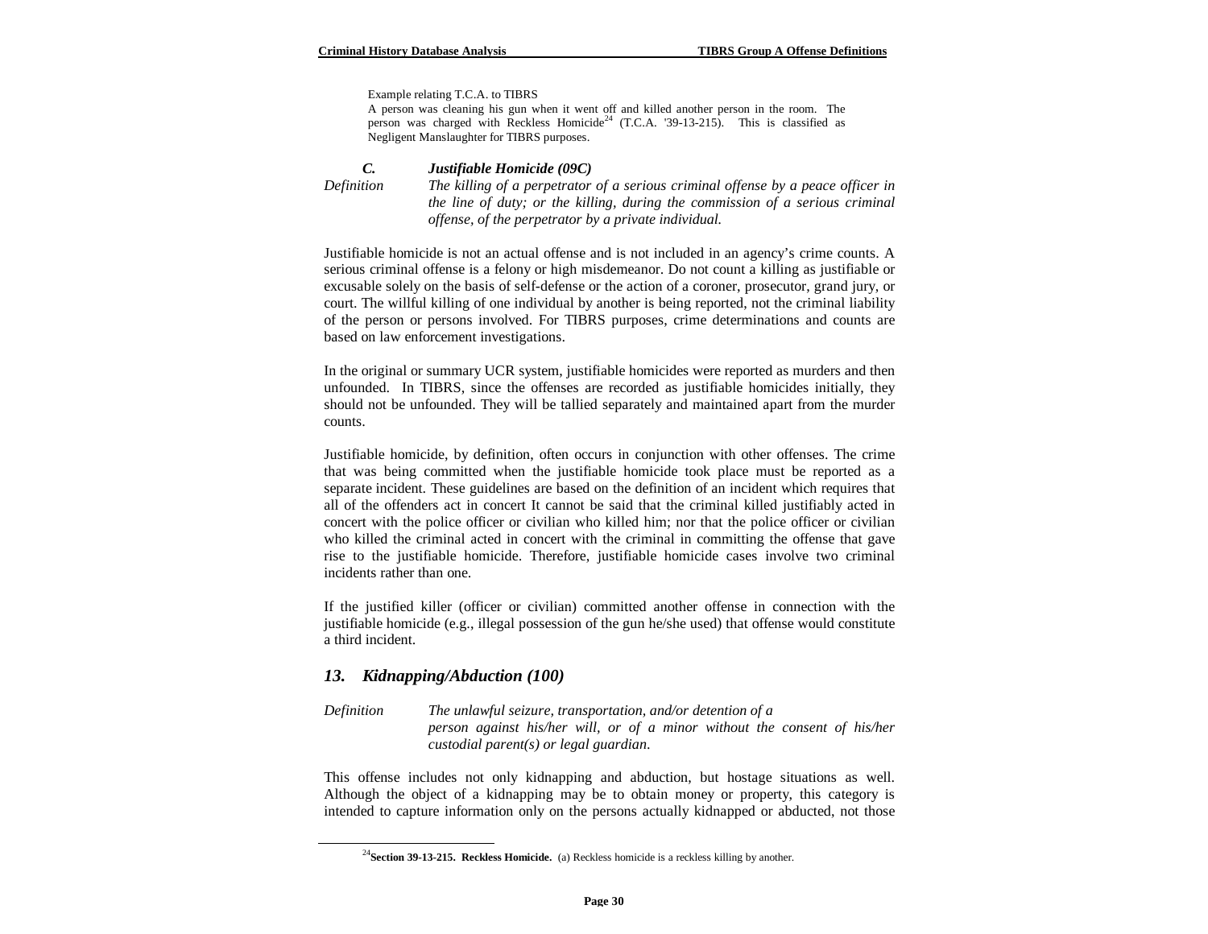Example relating T.C.A. to TIBRS

A person was cleaning his gun when it went off and killed another person in the room. The person was charged with Reckless Homicide[24] (T.C.A. '39-13-215). This is classified as Negligent Manslaughter for TIBRS purposes.

### *C. Justifiable Homicide (09C)*

*Definition* *The killing of a perpetrator of a serious criminal offense by a peace officer in the line of duty; or the killing, during the commission of a serious criminal offense, of the perpetrator by a private individual.*

Justifiable homicide is not an actual offense and is not included in an agency's crime counts. A serious criminal offense is a felony or high misdemeanor. Do not count a killing as justifiable or excusable solely on the basis of self-defense or the action of a coroner, prosecutor, grand jury, or court. The willful killing of one individual by another is being reported, not the criminal liability of the person or persons involved. For TIBRS purposes, crime determinations and counts are based on law enforcement investigations.

In the original or summary UCR system, justifiable homicides were reported as murders and then unfounded. In TIBRS, since the offenses are recorded as justifiable homicides initially, they should not be unfounded. They will be tallied separately and maintained apart from the murder counts.

Justifiable homicide, by definition, often occurs in conjunction with other offenses. The crime that was being committed when the justifiable homicide took place must be reported as a separate incident. These guidelines are based on the definition of an incident which requires that all of the offenders act in concert It cannot be said that the criminal killed justifiably acted in concert with the police officer or civilian who killed him; nor that the police officer or civilian who killed the criminal acted in concert with the criminal in committing the offense that gave rise to the justifiable homicide. Therefore, justifiable homicide cases involve two criminal incidents rather than one.

If the justified killer (officer or civilian) committed another offense in connection with the justifiable homicide (e.g., illegal possession of the gun he/she used) that offense would constitute a third incident.

## *13. Kidnapping/Abduction (100)*

*Definition* *The unlawful seizure, transportation, and/or detention of a person against his/her will, or of a minor without the consent of his/her custodial parent(s) or legal guardian.*

This offense includes not only kidnapping and abduction, but hostage situations as well. Although the object of a kidnapping may be to obtain money or property, this category is intended to capture information only on the persons actually kidnapped or abducted, not those

---

[24] **Section 39-13-215. Reckless Homicide.** (a) Reckless homicide is a reckless killing by another.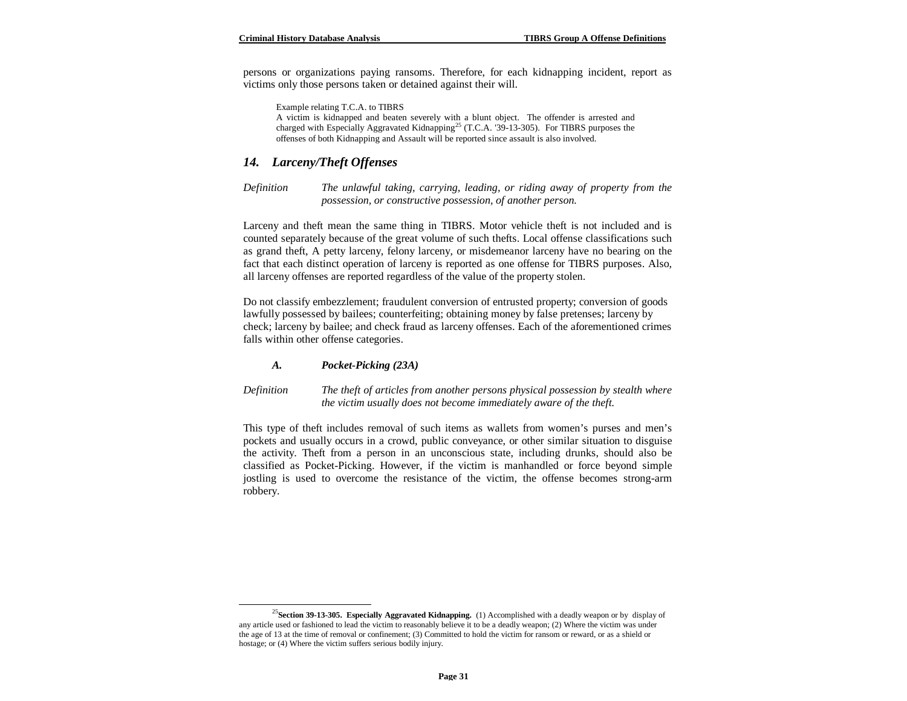persons or organizations paying ransoms. Therefore, for each kidnapping incident, report as victims only those persons taken or detained against their will.

> Example relating T.C.A. to TIBRS
> A victim is kidnapped and beaten severely with a blunt object. The offender is arrested and charged with Especially Aggravated Kidnapping[25] (T.C.A. '39-13-305). For TIBRS purposes the offenses of both Kidnapping and Assault will be reported since assault is also involved.

## *14. Larceny/Theft Offenses*

*Definition* *The unlawful taking, carrying, leading, or riding away of property from the possession, or constructive possession, of another person.*

Larceny and theft mean the same thing in TIBRS. Motor vehicle theft is not included and is counted separately because of the great volume of such thefts. Local offense classifications such as grand theft, A petty larceny, felony larceny, or misdemeanor larceny have no bearing on the fact that each distinct operation of larceny is reported as one offense for TIBRS purposes. Also, all larceny offenses are reported regardless of the value of the property stolen.

Do not classify embezzlement; fraudulent conversion of entrusted property; conversion of goods lawfully possessed by bailees; counterfeiting; obtaining money by false pretenses; larceny by check; larceny by bailee; and check fraud as larceny offenses. Each of the aforementioned crimes falls within other offense categories.

### *A. Pocket-Picking (23A)*

*Definition* *The theft of articles from another persons physical possession by stealth where the victim usually does not become immediately aware of the theft.*

This type of theft includes removal of such items as wallets from women's purses and men's pockets and usually occurs in a crowd, public conveyance, or other similar situation to disguise the activity. Theft from a person in an unconscious state, including drunks, should also be classified as Pocket-Picking. However, if the victim is manhandled or force beyond simple jostling is used to overcome the resistance of the victim, the offense becomes strong-arm robbery.

---

[25]**Section 39-13-305. Especially Aggravated Kidnapping.** (1) Accomplished with a deadly weapon or by display of any article used or fashioned to lead the victim to reasonably believe it to be a deadly weapon; (2) Where the victim was under the age of 13 at the time of removal or confinement; (3) Committed to hold the victim for ransom or reward, or as a shield or hostage; or (4) Where the victim suffers serious bodily injury.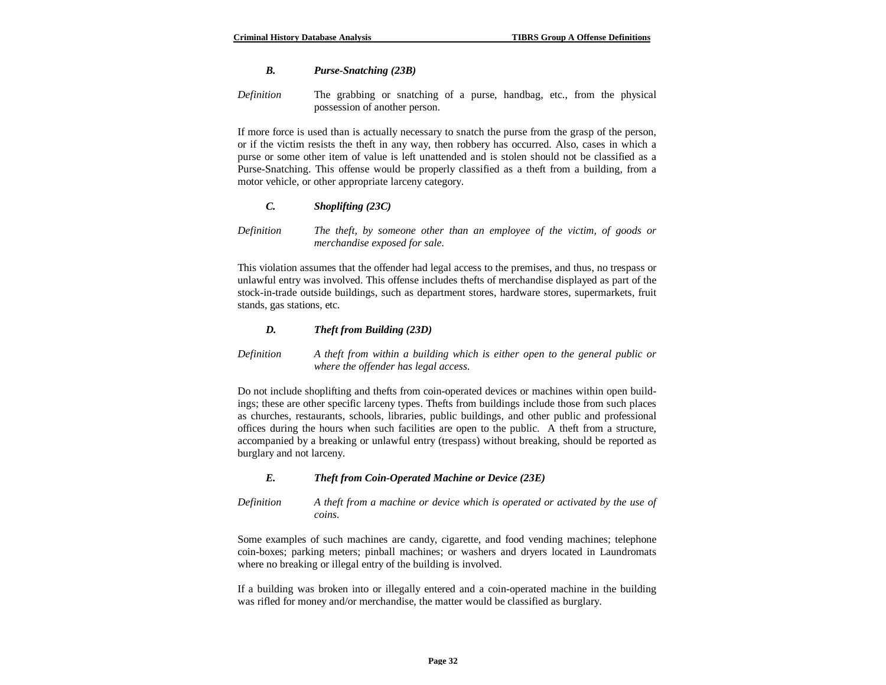### *B. Purse-Snatching (23B)*

*Definition* The grabbing or snatching of a purse, handbag, etc., from the physical possession of another person.

If more force is used than is actually necessary to snatch the purse from the grasp of the person, or if the victim resists the theft in any way, then robbery has occurred. Also, cases in which a purse or some other item of value is left unattended and is stolen should not be classified as a Purse-Snatching. This offense would be properly classified as a theft from a building, from a motor vehicle, or other appropriate larceny category.

### *C. Shoplifting (23C)*

*Definition* *The theft, by someone other than an employee of the victim, of goods or merchandise exposed for sale.*

This violation assumes that the offender had legal access to the premises, and thus, no trespass or unlawful entry was involved. This offense includes thefts of merchandise displayed as part of the stock-in-trade outside buildings, such as department stores, hardware stores, supermarkets, fruit stands, gas stations, etc.

### *D. Theft from Building (23D)*

*Definition* *A theft from within a building which is either open to the general public or where the offender has legal access.*

Do not include shoplifting and thefts from coin-operated devices or machines within open buildings; these are other specific larceny types. Thefts from buildings include those from such places as churches, restaurants, schools, libraries, public buildings, and other public and professional offices during the hours when such facilities are open to the public. A theft from a structure, accompanied by a breaking or unlawful entry (trespass) without breaking, should be reported as burglary and not larceny.

### *E. Theft from Coin-Operated Machine or Device (23E)*

*Definition* *A theft from a machine or device which is operated or activated by the use of coins.*

Some examples of such machines are candy, cigarette, and food vending machines; telephone coin-boxes; parking meters; pinball machines; or washers and dryers located in Laundromats where no breaking or illegal entry of the building is involved.

If a building was broken into or illegally entered and a coin-operated machine in the building was rifled for money and/or merchandise, the matter would be classified as burglary.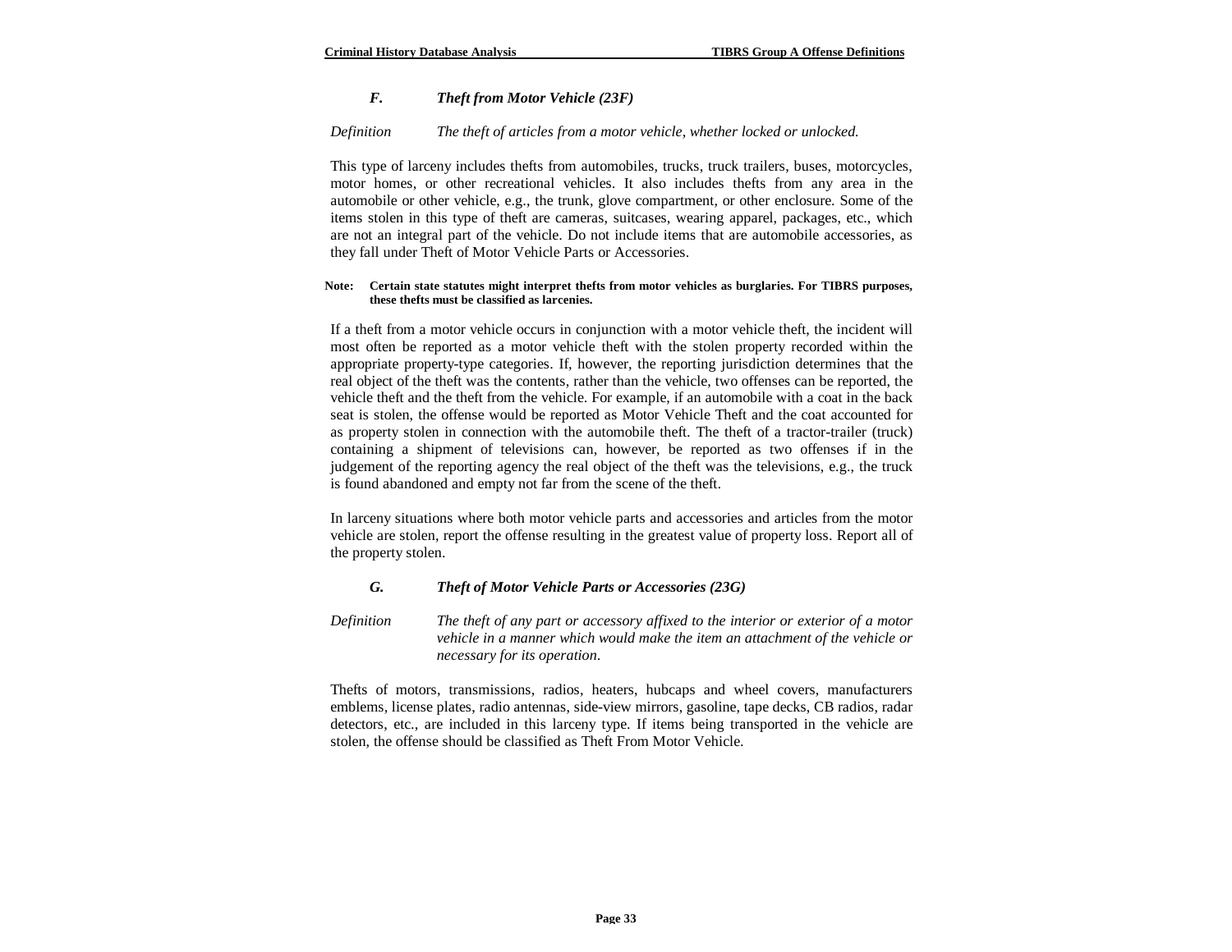### *F. Theft from Motor Vehicle (23F)*

*Definition* *The theft of articles from a motor vehicle, whether locked or unlocked.*

This type of larceny includes thefts from automobiles, trucks, truck trailers, buses, motorcycles, motor homes, or other recreational vehicles. It also includes thefts from any area in the automobile or other vehicle, e.g., the trunk, glove compartment, or other enclosure. Some of the items stolen in this type of theft are cameras, suitcases, wearing apparel, packages, etc., which are not an integral part of the vehicle. Do not include items that are automobile accessories, as they fall under Theft of Motor Vehicle Parts or Accessories.

**Note: Certain state statutes might interpret thefts from motor vehicles as burglaries. For TIBRS purposes, these thefts must be classified as larcenies.**

If a theft from a motor vehicle occurs in conjunction with a motor vehicle theft, the incident will most often be reported as a motor vehicle theft with the stolen property recorded within the appropriate property-type categories. If, however, the reporting jurisdiction determines that the real object of the theft was the contents, rather than the vehicle, two offenses can be reported, the vehicle theft and the theft from the vehicle. For example, if an automobile with a coat in the back seat is stolen, the offense would be reported as Motor Vehicle Theft and the coat accounted for as property stolen in connection with the automobile theft. The theft of a tractor-trailer (truck) containing a shipment of televisions can, however, be reported as two offenses if in the judgement of the reporting agency the real object of the theft was the televisions, e.g., the truck is found abandoned and empty not far from the scene of the theft.

In larceny situations where both motor vehicle parts and accessories and articles from the motor vehicle are stolen, report the offense resulting in the greatest value of property loss. Report all of the property stolen.

### *G. Theft of Motor Vehicle Parts or Accessories (23G)*

*Definition* *The theft of any part or accessory affixed to the interior or exterior of a motor vehicle in a manner which would make the item an attachment of the vehicle or necessary for its operation.*

Thefts of motors, transmissions, radios, heaters, hubcaps and wheel covers, manufacturers emblems, license plates, radio antennas, side-view mirrors, gasoline, tape decks, CB radios, radar detectors, etc., are included in this larceny type. If items being transported in the vehicle are stolen, the offense should be classified as Theft From Motor Vehicle.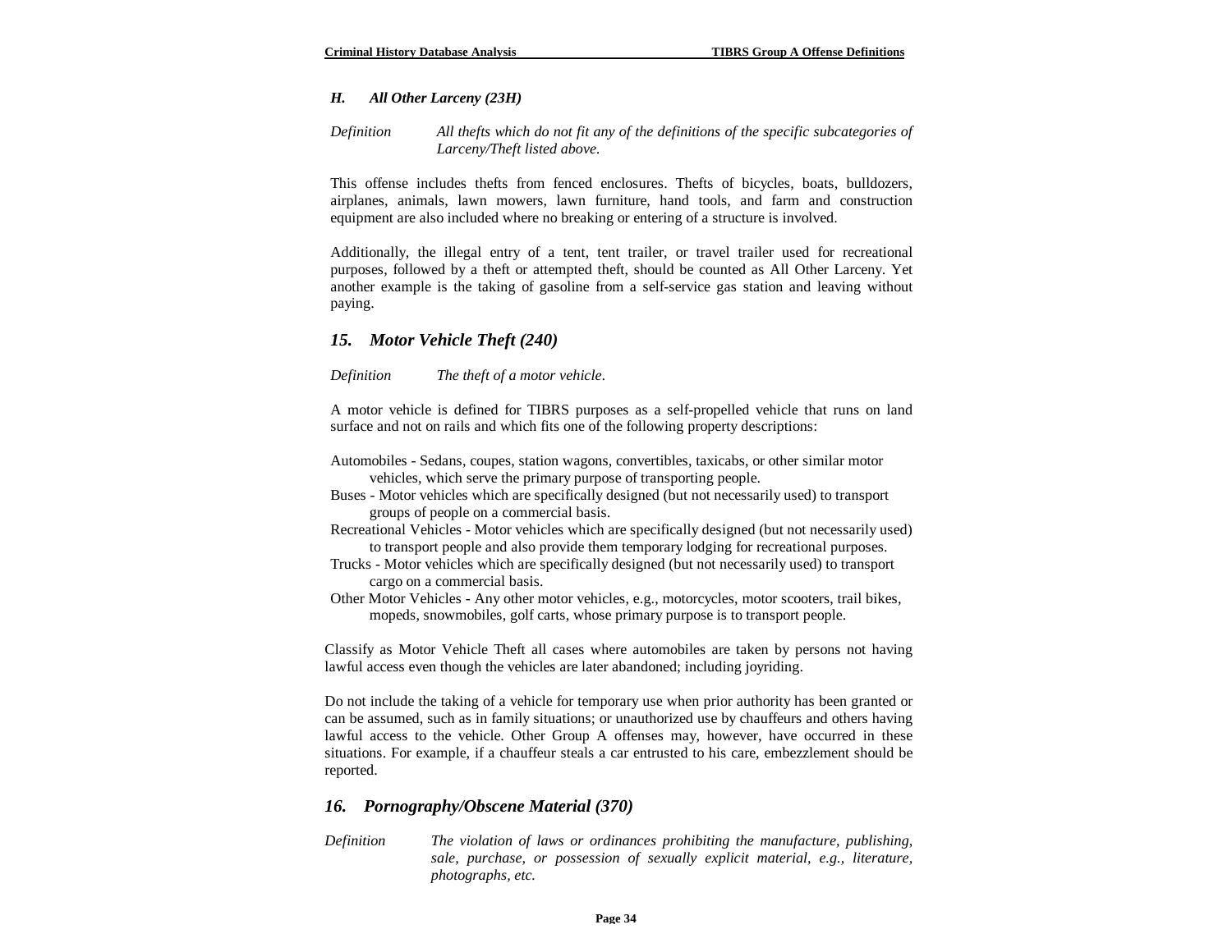### *H. All Other Larceny (23H)*

*Definition* — *All thefts which do not fit any of the definitions of the specific subcategories of Larceny/Theft listed above.*

This offense includes thefts from fenced enclosures. Thefts of bicycles, boats, bulldozers, airplanes, animals, lawn mowers, lawn furniture, hand tools, and farm and construction equipment are also included where no breaking or entering of a structure is involved.

Additionally, the illegal entry of a tent, tent trailer, or travel trailer used for recreational purposes, followed by a theft or attempted theft, should be counted as All Other Larceny. Yet another example is the taking of gasoline from a self-service gas station and leaving without paying.

## *15. Motor Vehicle Theft (240)*

*Definition* — *The theft of a motor vehicle.*

A motor vehicle is defined for TIBRS purposes as a self-propelled vehicle that runs on land surface and not on rails and which fits one of the following property descriptions:

- Automobiles - Sedans, coupes, station wagons, convertibles, taxicabs, or other similar motor vehicles, which serve the primary purpose of transporting people.
- Buses - Motor vehicles which are specifically designed (but not necessarily used) to transport groups of people on a commercial basis.
- Recreational Vehicles - Motor vehicles which are specifically designed (but not necessarily used) to transport people and also provide them temporary lodging for recreational purposes.
- Trucks - Motor vehicles which are specifically designed (but not necessarily used) to transport cargo on a commercial basis.
- Other Motor Vehicles - Any other motor vehicles, e.g., motorcycles, motor scooters, trail bikes, mopeds, snowmobiles, golf carts, whose primary purpose is to transport people.

Classify as Motor Vehicle Theft all cases where automobiles are taken by persons not having lawful access even though the vehicles are later abandoned; including joyriding.

Do not include the taking of a vehicle for temporary use when prior authority has been granted or can be assumed, such as in family situations; or unauthorized use by chauffeurs and others having lawful access to the vehicle. Other Group A offenses may, however, have occurred in these situations. For example, if a chauffeur steals a car entrusted to his care, embezzlement should be reported.

## *16. Pornography/Obscene Material (370)*

*Definition* — *The violation of laws or ordinances prohibiting the manufacture, publishing, sale, purchase, or possession of sexually explicit material, e.g., literature, photographs, etc.*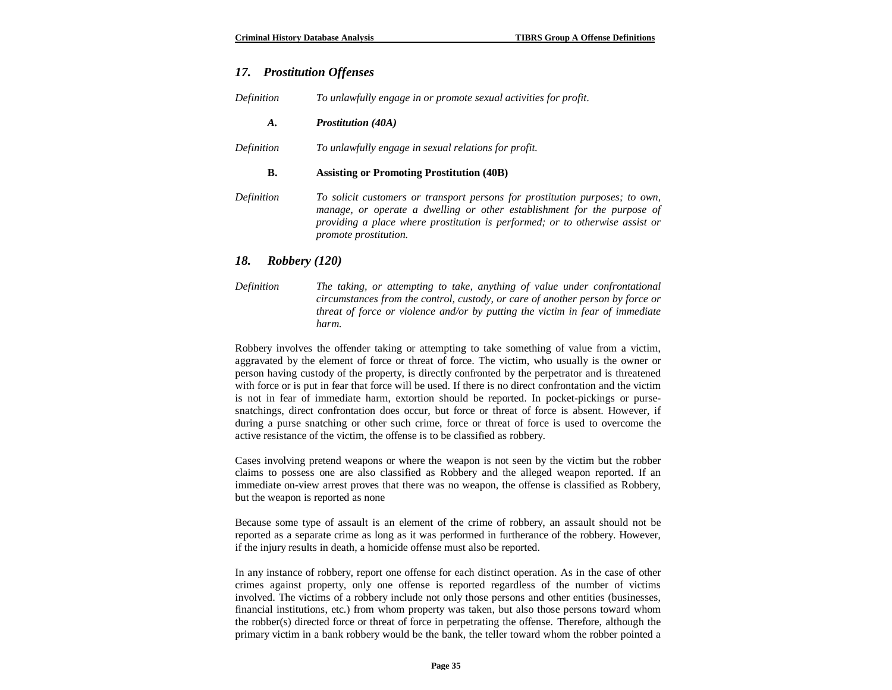## *17. Prostitution Offenses*

*Definition* *To unlawfully engage in or promote sexual activities for profit.*

### ***A. Prostitution (40A)***

*Definition* *To unlawfully engage in sexual relations for profit.*

### **B. Assisting or Promoting Prostitution (40B)**

*Definition* *To solicit customers or transport persons for prostitution purposes; to own, manage, or operate a dwelling or other establishment for the purpose of providing a place where prostitution is performed; or to otherwise assist or promote prostitution.*

## *18. Robbery (120)*

*Definition* *The taking, or attempting to take, anything of value under confrontational circumstances from the control, custody, or care of another person by force or threat of force or violence and/or by putting the victim in fear of immediate harm.*

Robbery involves the offender taking or attempting to take something of value from a victim, aggravated by the element of force or threat of force. The victim, who usually is the owner or person having custody of the property, is directly confronted by the perpetrator and is threatened with force or is put in fear that force will be used. If there is no direct confrontation and the victim is not in fear of immediate harm, extortion should be reported. In pocket-pickings or purse-snatchings, direct confrontation does occur, but force or threat of force is absent. However, if during a purse snatching or other such crime, force or threat of force is used to overcome the active resistance of the victim, the offense is to be classified as robbery.

Cases involving pretend weapons or where the weapon is not seen by the victim but the robber claims to possess one are also classified as Robbery and the alleged weapon reported. If an immediate on-view arrest proves that there was no weapon, the offense is classified as Robbery, but the weapon is reported as none

Because some type of assault is an element of the crime of robbery, an assault should not be reported as a separate crime as long as it was performed in furtherance of the robbery. However, if the injury results in death, a homicide offense must also be reported.

In any instance of robbery, report one offense for each distinct operation. As in the case of other crimes against property, only one offense is reported regardless of the number of victims involved. The victims of a robbery include not only those persons and other entities (businesses, financial institutions, etc.) from whom property was taken, but also those persons toward whom the robber(s) directed force or threat of force in perpetrating the offense. Therefore, although the primary victim in a bank robbery would be the bank, the teller toward whom the robber pointed a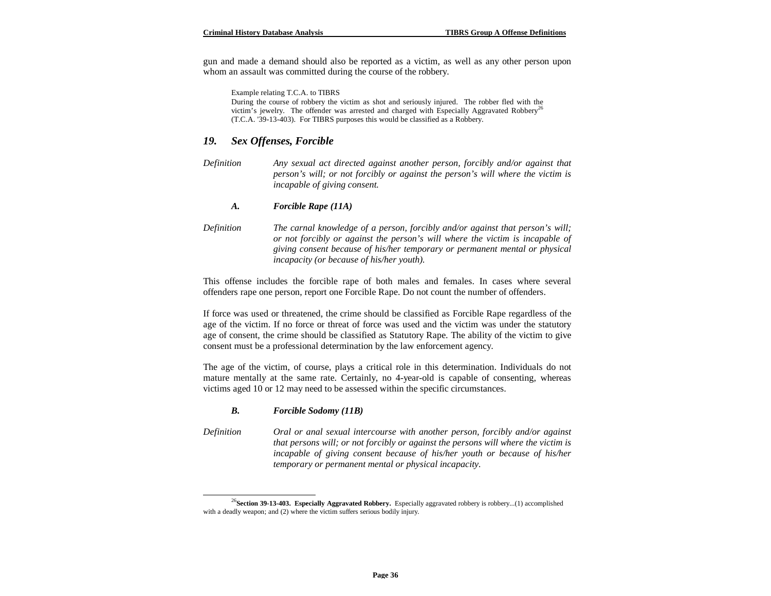gun and made a demand should also be reported as a victim, as well as any other person upon whom an assault was committed during the course of the robbery.

> Example relating T.C.A. to TIBRS
> During the course of robbery the victim as shot and seriously injured. The robber fled with the victim's jewelry. The offender was arrested and charged with Especially Aggravated Robbery[26] (T.C.A. '39-13-403). For TIBRS purposes this would be classified as a Robbery.

### *19. Sex Offenses, Forcible*

*Definition* — *Any sexual act directed against another person, forcibly and/or against that person's will; or not forcibly or against the person's will where the victim is incapable of giving consent.*

#### *A. Forcible Rape (11A)*

*Definition* — *The carnal knowledge of a person, forcibly and/or against that person's will; or not forcibly or against the person's will where the victim is incapable of giving consent because of his/her temporary or permanent mental or physical incapacity (or because of his/her youth).*

This offense includes the forcible rape of both males and females. In cases where several offenders rape one person, report one Forcible Rape. Do not count the number of offenders.

If force was used or threatened, the crime should be classified as Forcible Rape regardless of the age of the victim. If no force or threat of force was used and the victim was under the statutory age of consent, the crime should be classified as Statutory Rape. The ability of the victim to give consent must be a professional determination by the law enforcement agency.

The age of the victim, of course, plays a critical role in this determination. Individuals do not mature mentally at the same rate. Certainly, no 4-year-old is capable of consenting, whereas victims aged 10 or 12 may need to be assessed within the specific circumstances.

#### *B. Forcible Sodomy (11B)*

*Definition* — *Oral or anal sexual intercourse with another person, forcibly and/or against that persons will; or not forcibly or against the persons will where the victim is incapable of giving consent because of his/her youth or because of his/her temporary or permanent mental or physical incapacity.*

---

[26] **Section 39-13-403. Especially Aggravated Robbery.** Especially aggravated robbery is robbery...(1) accomplished with a deadly weapon; and (2) where the victim suffers serious bodily injury.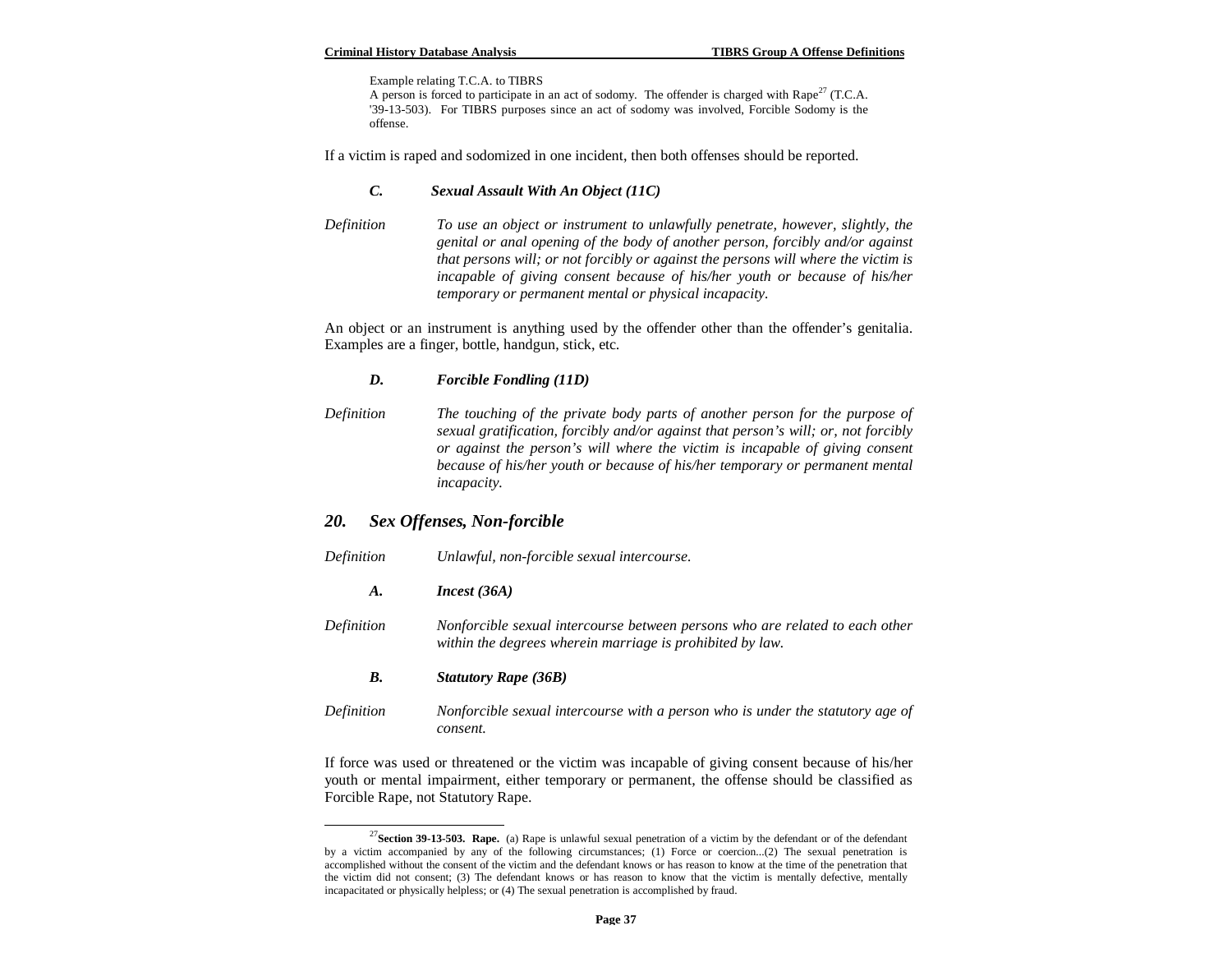Example relating T.C.A. to TIBRS
A person is forced to participate in an act of sodomy. The offender is charged with Rape[27] (T.C.A. '39-13-503). For TIBRS purposes since an act of sodomy was involved, Forcible Sodomy is the offense.

If a victim is raped and sodomized in one incident, then both offenses should be reported.

### *C. Sexual Assault With An Object (11C)*

*Definition* *To use an object or instrument to unlawfully penetrate, however, slightly, the genital or anal opening of the body of another person, forcibly and/or against that persons will; or not forcibly or against the persons will where the victim is incapable of giving consent because of his/her youth or because of his/her temporary or permanent mental or physical incapacity.*

An object or an instrument is anything used by the offender other than the offender's genitalia. Examples are a finger, bottle, handgun, stick, etc.

### *D. Forcible Fondling (11D)*

*Definition* *The touching of the private body parts of another person for the purpose of sexual gratification, forcibly and/or against that person's will; or, not forcibly or against the person's will where the victim is incapable of giving consent because of his/her youth or because of his/her temporary or permanent mental incapacity.*

## *20. Sex Offenses, Non-forcible*

*Definition* *Unlawful, non-forcible sexual intercourse.*

### *A. Incest (36A)*

*Definition* *Nonforcible sexual intercourse between persons who are related to each other within the degrees wherein marriage is prohibited by law.*

### *B. Statutory Rape (36B)*

*Definition* *Nonforcible sexual intercourse with a person who is under the statutory age of consent.*

If force was used or threatened or the victim was incapable of giving consent because of his/her youth or mental impairment, either temporary or permanent, the offense should be classified as Forcible Rape, not Statutory Rape.

---

[27] **Section 39-13-503. Rape.** (a) Rape is unlawful sexual penetration of a victim by the defendant or of the defendant by a victim accompanied by any of the following circumstances; (1) Force or coercion...(2) The sexual penetration is accomplished without the consent of the victim and the defendant knows or has reason to know at the time of the penetration that the victim did not consent; (3) The defendant knows or has reason to know that the victim is mentally defective, mentally incapacitated or physically helpless; or (4) The sexual penetration is accomplished by fraud.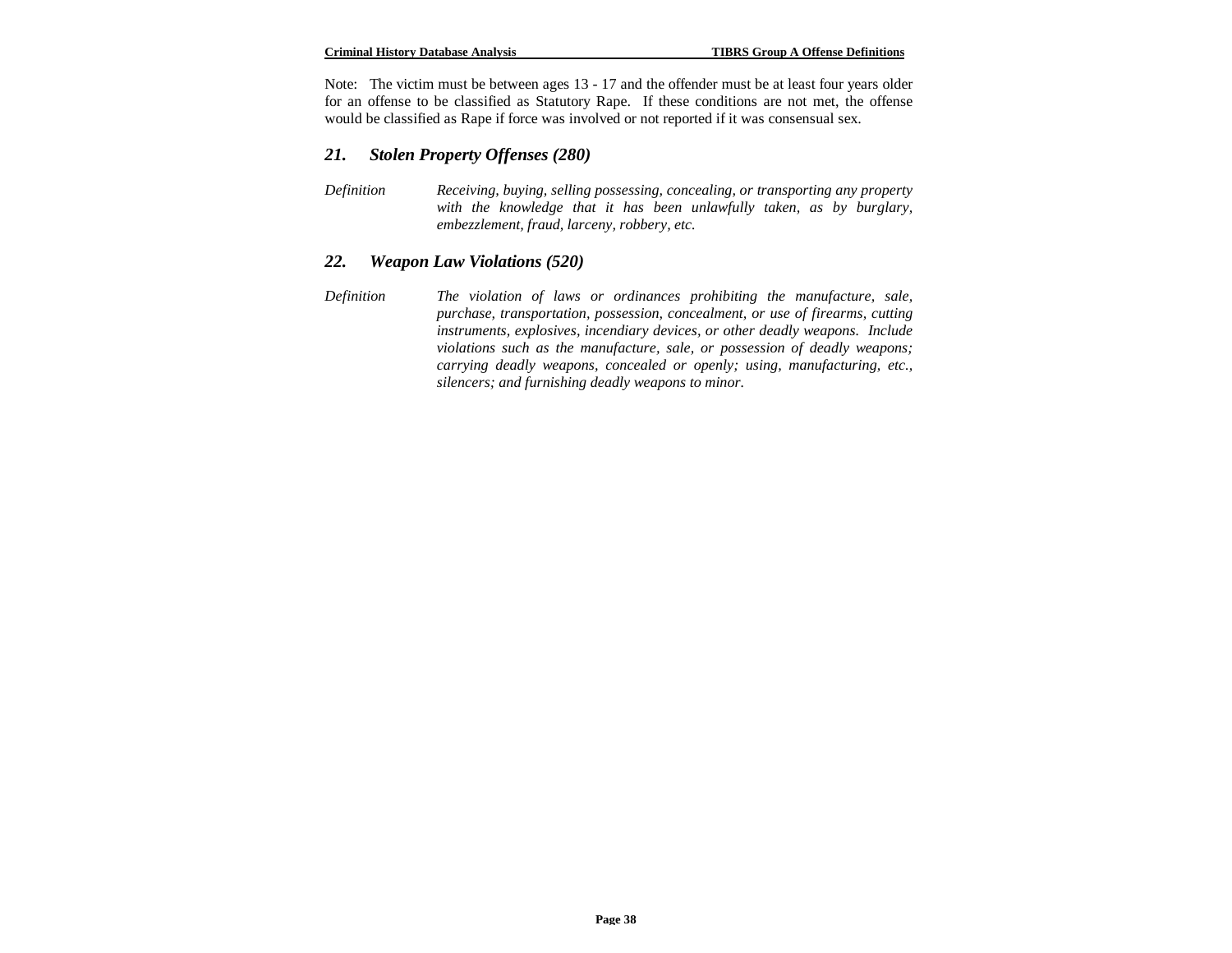Note: The victim must be between ages 13 - 17 and the offender must be at least four years older for an offense to be classified as Statutory Rape. If these conditions are not met, the offense would be classified as Rape if force was involved or not reported if it was consensual sex.

## *21. Stolen Property Offenses (280)*

*Definition* *Receiving, buying, selling possessing, concealing, or transporting any property with the knowledge that it has been unlawfully taken, as by burglary, embezzlement, fraud, larceny, robbery, etc.*

## *22. Weapon Law Violations (520)*

*Definition* *The violation of laws or ordinances prohibiting the manufacture, sale, purchase, transportation, possession, concealment, or use of firearms, cutting instruments, explosives, incendiary devices, or other deadly weapons. Include violations such as the manufacture, sale, or possession of deadly weapons; carrying deadly weapons, concealed or openly; using, manufacturing, etc., silencers; and furnishing deadly weapons to minor.*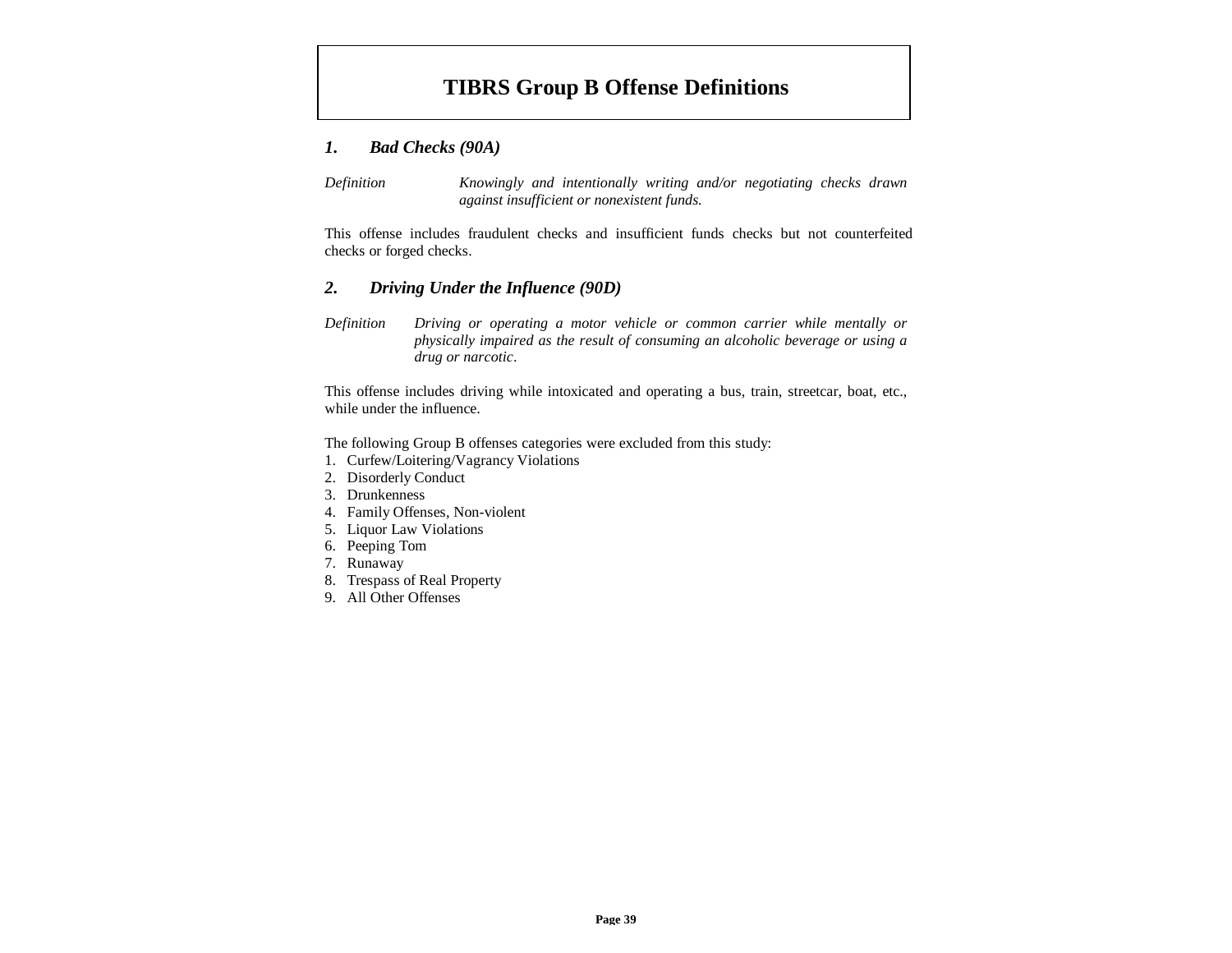# TIBRS Group B Offense Definitions

### *1. Bad Checks (90A)*

*Definition* *Knowingly and intentionally writing and/or negotiating checks drawn against insufficient or nonexistent funds.*

This offense includes fraudulent checks and insufficient funds checks but not counterfeited checks or forged checks.

### *2. Driving Under the Influence (90D)*

*Definition* *Driving or operating a motor vehicle or common carrier while mentally or physically impaired as the result of consuming an alcoholic beverage or using a drug or narcotic.*

This offense includes driving while intoxicated and operating a bus, train, streetcar, boat, etc., while under the influence.

The following Group B offenses categories were excluded from this study:

1. Curfew/Loitering/Vagrancy Violations
2. Disorderly Conduct
3. Drunkenness
4. Family Offenses, Non-violent
5. Liquor Law Violations
6. Peeping Tom
7. Runaway
8. Trespass of Real Property
9. All Other Offenses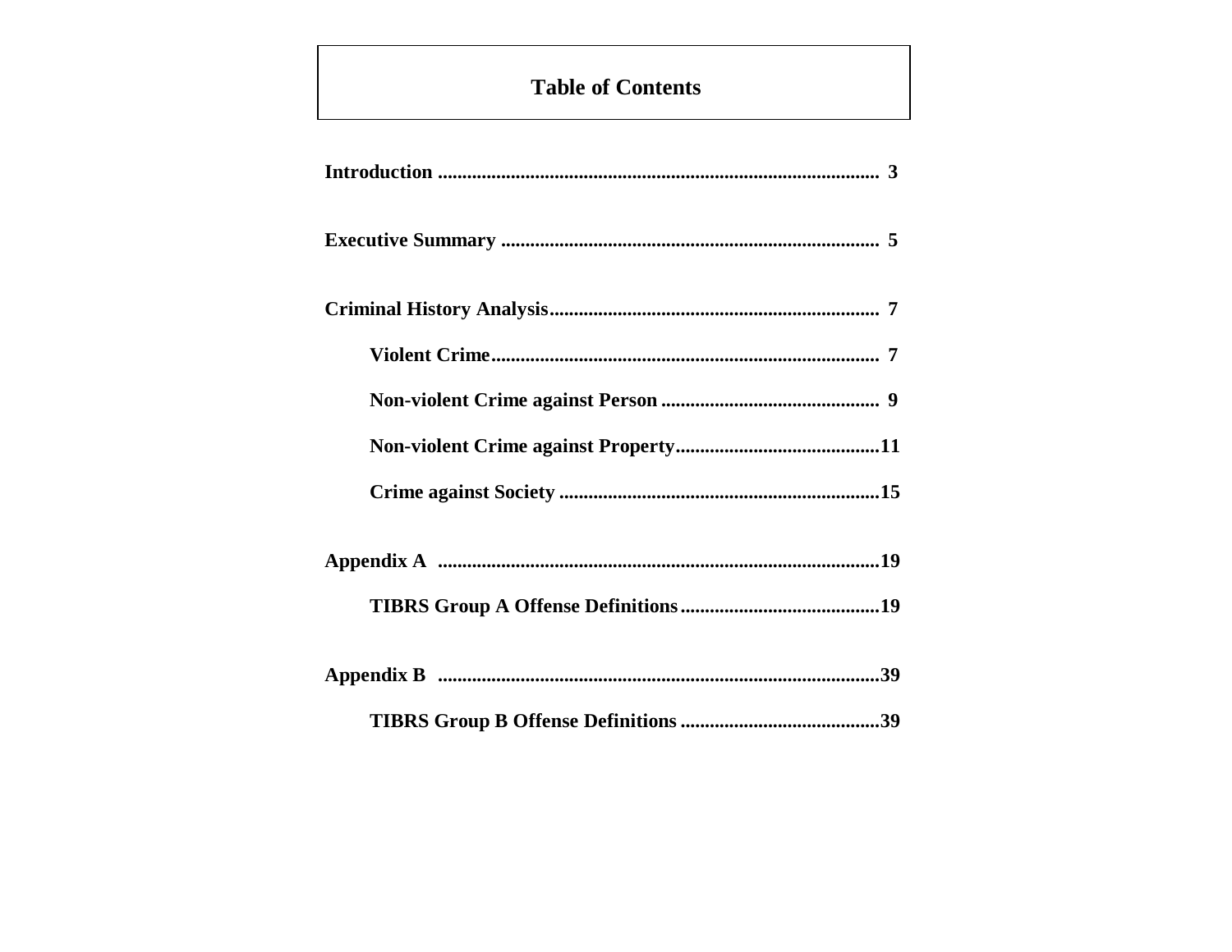# Table of Contents

**Introduction** .......................................................................................... **3**

**Executive Summary** ............................................................................ **5**

**Criminal History Analysis**.................................................................. **7**

- **Violent Crime**.............................................................................. **7**
- **Non-violent Crime against Person** ............................................ **9**
- **Non-violent Crime against Property**..........................................**11**
- **Crime against Society** .................................................................**15**

**Appendix A** .........................................................................................**19**

- **TIBRS Group A Offense Definitions**........................................**19**

**Appendix B** .........................................................................................**39**

- **TIBRS Group B Offense Definitions** ........................................**39**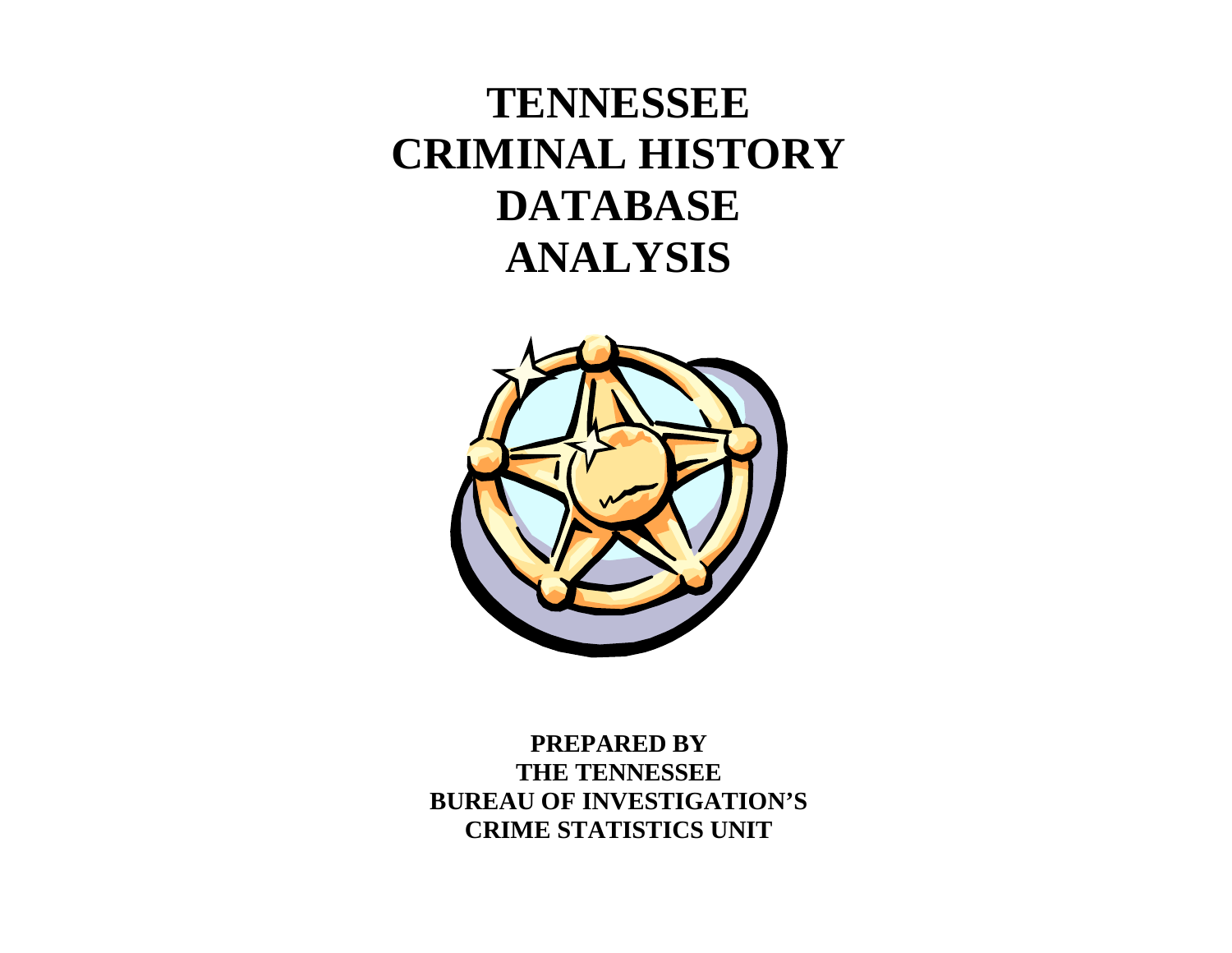# TENNESSEE CRIMINAL HISTORY DATABASE ANALYSIS

**PREPARED BY**
**THE TENNESSEE**
**BUREAU OF INVESTIGATION'S**
**CRIME STATISTICS UNIT**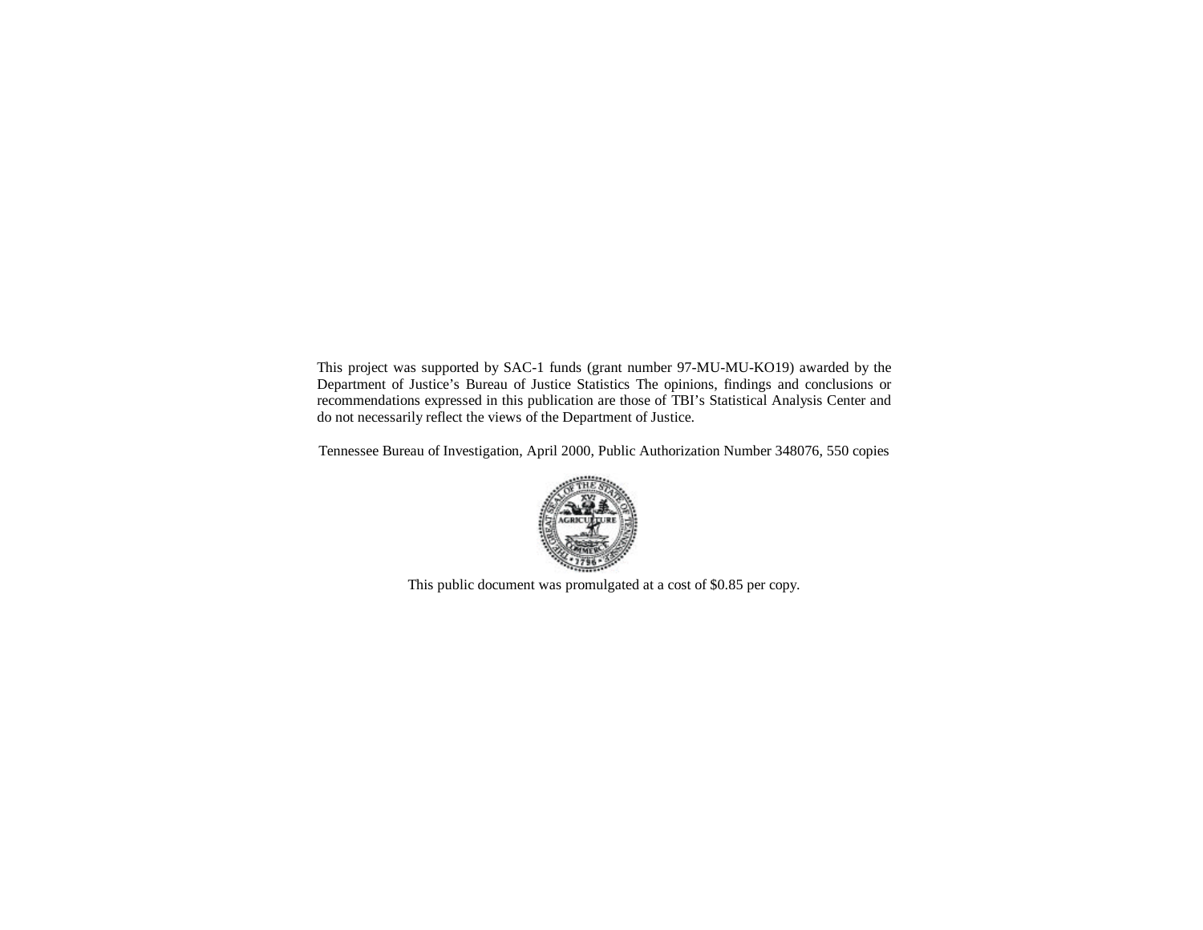This project was supported by SAC-1 funds (grant number 97-MU-MU-KO19) awarded by the Department of Justice's Bureau of Justice Statistics The opinions, findings and conclusions or recommendations expressed in this publication are those of TBI's Statistical Analysis Center and do not necessarily reflect the views of the Department of Justice.

Tennessee Bureau of Investigation, April 2000, Public Authorization Number 348076, 550 copies

This public document was promulgated at a cost of $0.85 per copy.